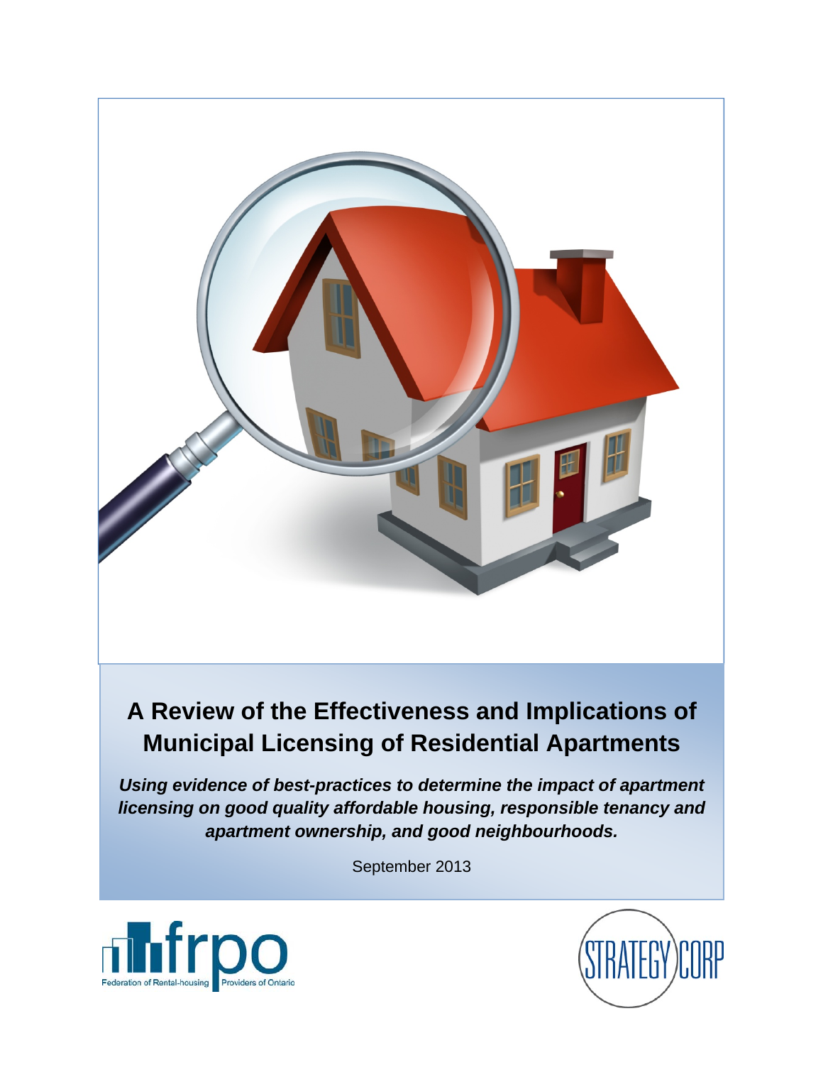# A Review of the Effectiveness and Implications of Municipal Licensing of Residential Apartments

***Using evidence of best-practices to determine the impact of apartment licensing on good quality affordable housing, responsible tenancy and apartment ownership, and good neighbourhoods.***

September 2013

frpo Federation of Rental-housing Providers of Ontario

STRATEGYCORP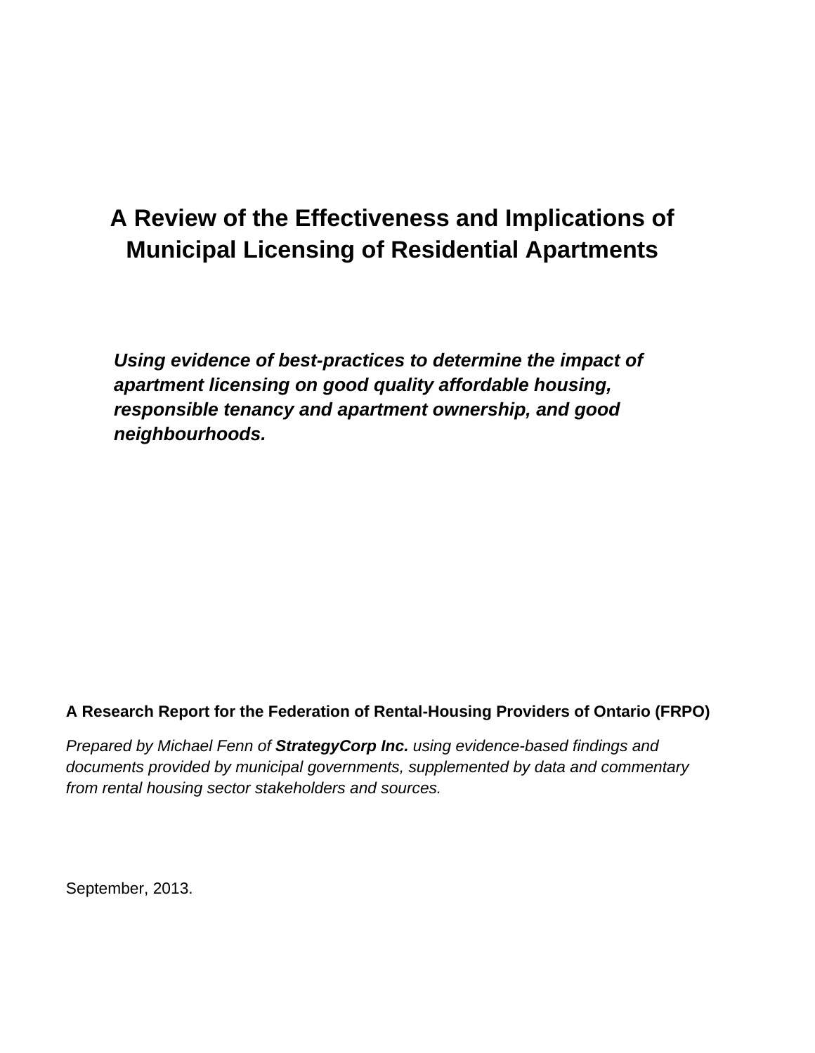# A Review of the Effectiveness and Implications of Municipal Licensing of Residential Apartments

***Using evidence of best-practices to determine the impact of apartment licensing on good quality affordable housing, responsible tenancy and apartment ownership, and good neighbourhoods.***

**A Research Report for the Federation of Rental-Housing Providers of Ontario (FRPO)**

*Prepared by Michael Fenn of **StrategyCorp Inc.** using evidence-based findings and documents provided by municipal governments, supplemented by data and commentary from rental housing sector stakeholders and sources.*

September, 2013.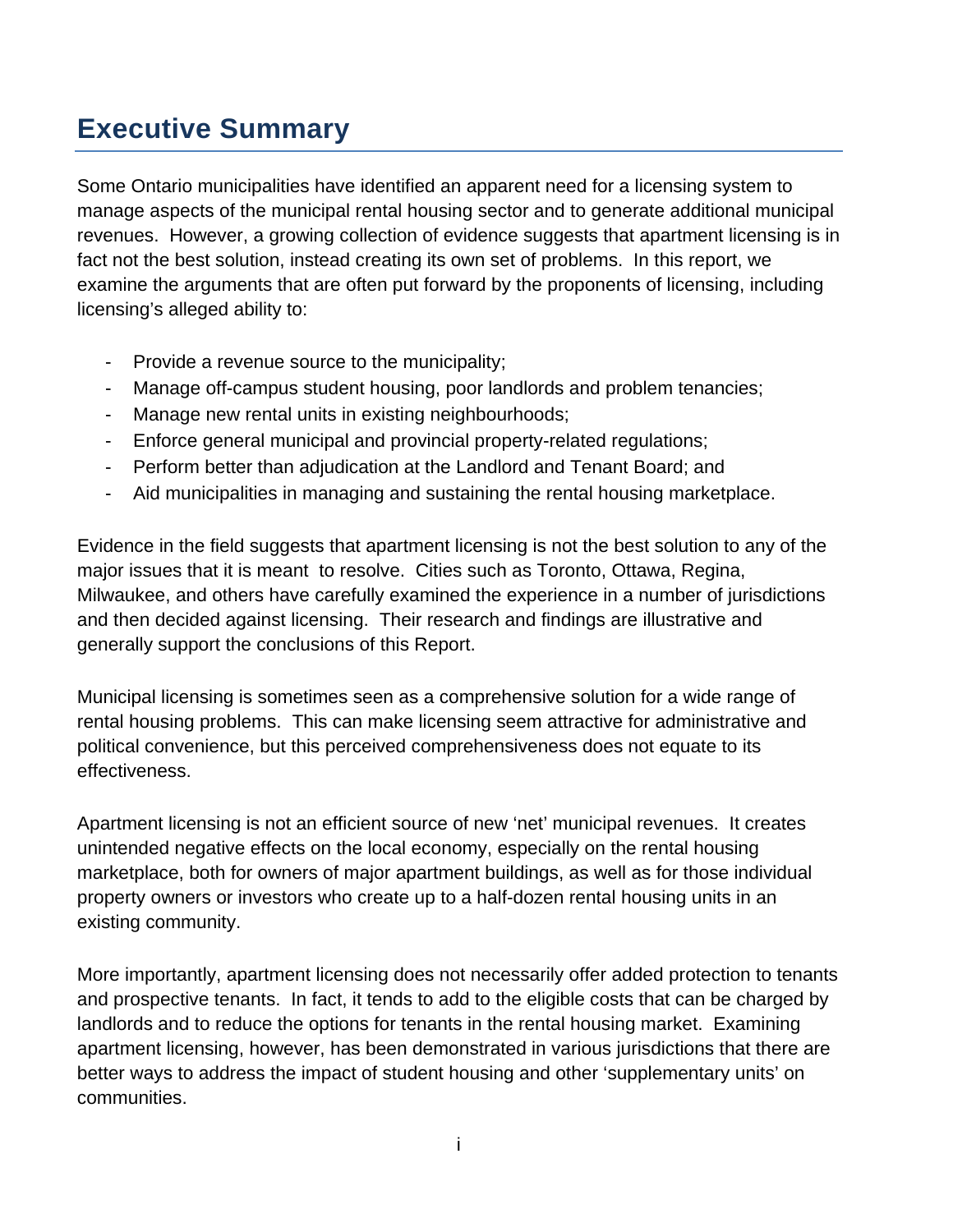# Executive Summary

Some Ontario municipalities have identified an apparent need for a licensing system to manage aspects of the municipal rental housing sector and to generate additional municipal revenues. However, a growing collection of evidence suggests that apartment licensing is in fact not the best solution, instead creating its own set of problems. In this report, we examine the arguments that are often put forward by the proponents of licensing, including licensing's alleged ability to:

- Provide a revenue source to the municipality;
- Manage off-campus student housing, poor landlords and problem tenancies;
- Manage new rental units in existing neighbourhoods;
- Enforce general municipal and provincial property-related regulations;
- Perform better than adjudication at the Landlord and Tenant Board; and
- Aid municipalities in managing and sustaining the rental housing marketplace.

Evidence in the field suggests that apartment licensing is not the best solution to any of the major issues that it is meant to resolve. Cities such as Toronto, Ottawa, Regina, Milwaukee, and others have carefully examined the experience in a number of jurisdictions and then decided against licensing. Their research and findings are illustrative and generally support the conclusions of this Report.

Municipal licensing is sometimes seen as a comprehensive solution for a wide range of rental housing problems. This can make licensing seem attractive for administrative and political convenience, but this perceived comprehensiveness does not equate to its effectiveness.

Apartment licensing is not an efficient source of new 'net' municipal revenues. It creates unintended negative effects on the local economy, especially on the rental housing marketplace, both for owners of major apartment buildings, as well as for those individual property owners or investors who create up to a half-dozen rental housing units in an existing community.

More importantly, apartment licensing does not necessarily offer added protection to tenants and prospective tenants. In fact, it tends to add to the eligible costs that can be charged by landlords and to reduce the options for tenants in the rental housing market. Examining apartment licensing, however, has been demonstrated in various jurisdictions that there are better ways to address the impact of student housing and other 'supplementary units' on communities.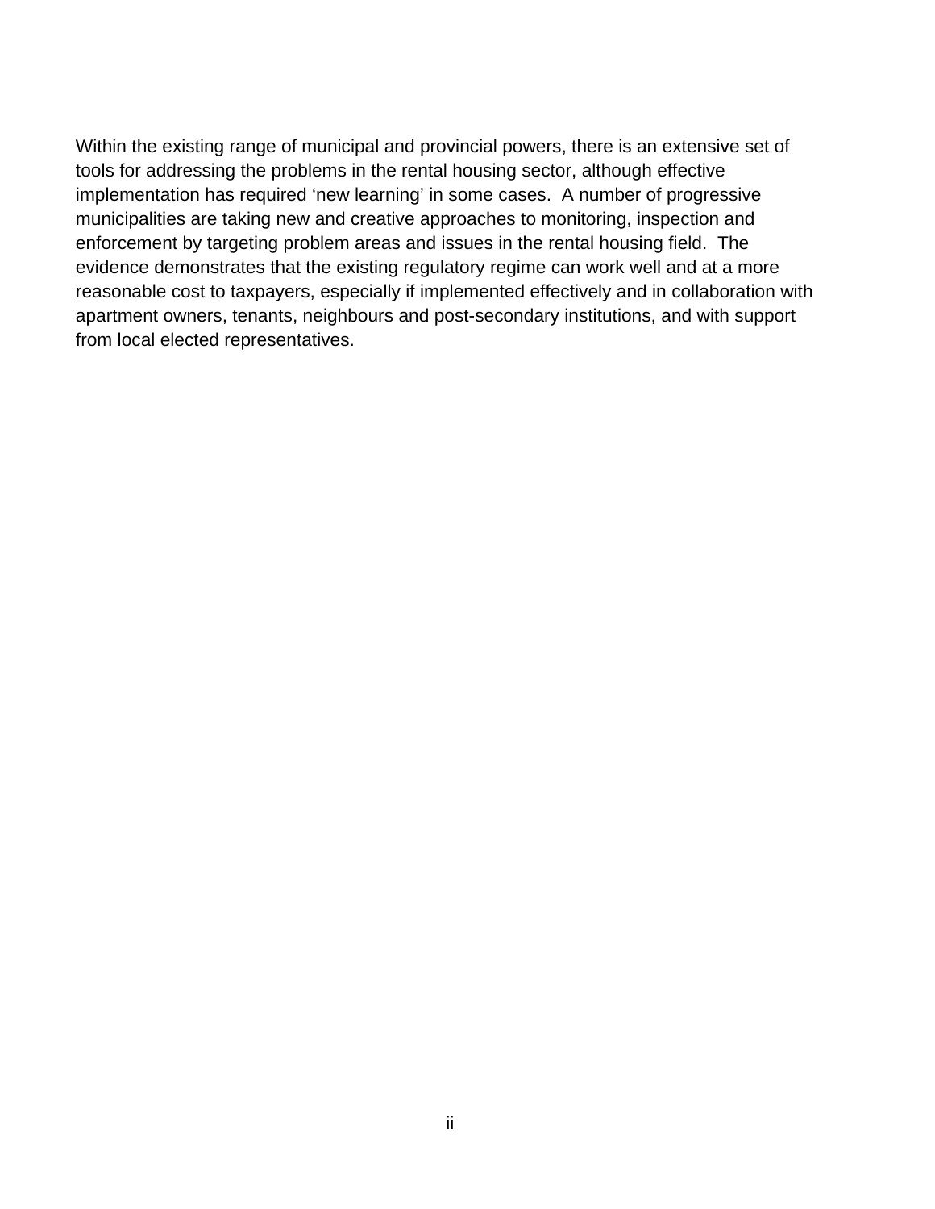Within the existing range of municipal and provincial powers, there is an extensive set of tools for addressing the problems in the rental housing sector, although effective implementation has required 'new learning' in some cases. A number of progressive municipalities are taking new and creative approaches to monitoring, inspection and enforcement by targeting problem areas and issues in the rental housing field. The evidence demonstrates that the existing regulatory regime can work well and at a more reasonable cost to taxpayers, especially if implemented effectively and in collaboration with apartment owners, tenants, neighbours and post-secondary institutions, and with support from local elected representatives.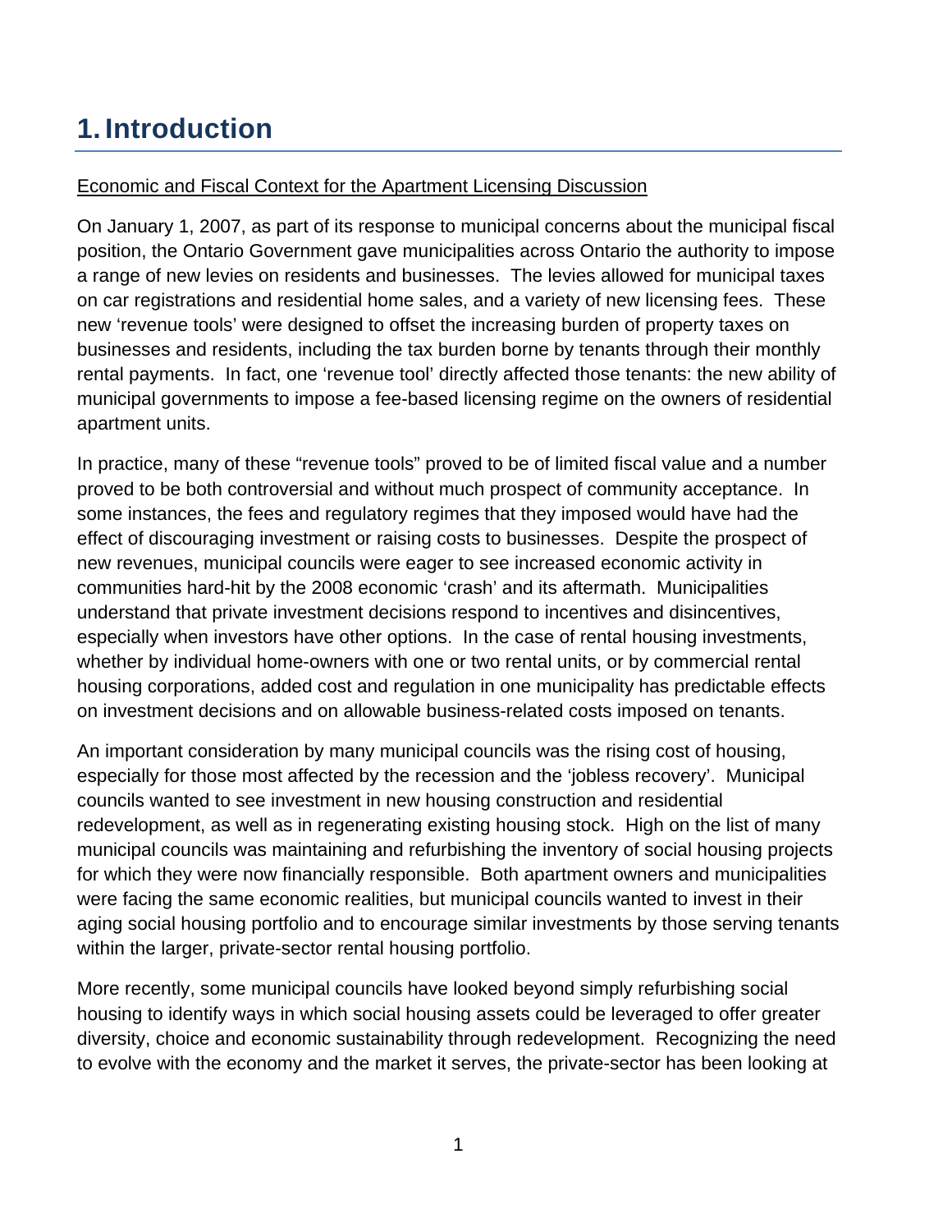# 1. Introduction

<u>Economic and Fiscal Context for the Apartment Licensing Discussion</u>

On January 1, 2007, as part of its response to municipal concerns about the municipal fiscal position, the Ontario Government gave municipalities across Ontario the authority to impose a range of new levies on residents and businesses. The levies allowed for municipal taxes on car registrations and residential home sales, and a variety of new licensing fees. These new 'revenue tools' were designed to offset the increasing burden of property taxes on businesses and residents, including the tax burden borne by tenants through their monthly rental payments. In fact, one 'revenue tool' directly affected those tenants: the new ability of municipal governments to impose a fee-based licensing regime on the owners of residential apartment units.

In practice, many of these "revenue tools" proved to be of limited fiscal value and a number proved to be both controversial and without much prospect of community acceptance. In some instances, the fees and regulatory regimes that they imposed would have had the effect of discouraging investment or raising costs to businesses. Despite the prospect of new revenues, municipal councils were eager to see increased economic activity in communities hard-hit by the 2008 economic 'crash' and its aftermath. Municipalities understand that private investment decisions respond to incentives and disincentives, especially when investors have other options. In the case of rental housing investments, whether by individual home-owners with one or two rental units, or by commercial rental housing corporations, added cost and regulation in one municipality has predictable effects on investment decisions and on allowable business-related costs imposed on tenants.

An important consideration by many municipal councils was the rising cost of housing, especially for those most affected by the recession and the 'jobless recovery'. Municipal councils wanted to see investment in new housing construction and residential redevelopment, as well as in regenerating existing housing stock. High on the list of many municipal councils was maintaining and refurbishing the inventory of social housing projects for which they were now financially responsible. Both apartment owners and municipalities were facing the same economic realities, but municipal councils wanted to invest in their aging social housing portfolio and to encourage similar investments by those serving tenants within the larger, private-sector rental housing portfolio.

More recently, some municipal councils have looked beyond simply refurbishing social housing to identify ways in which social housing assets could be leveraged to offer greater diversity, choice and economic sustainability through redevelopment. Recognizing the need to evolve with the economy and the market it serves, the private-sector has been looking at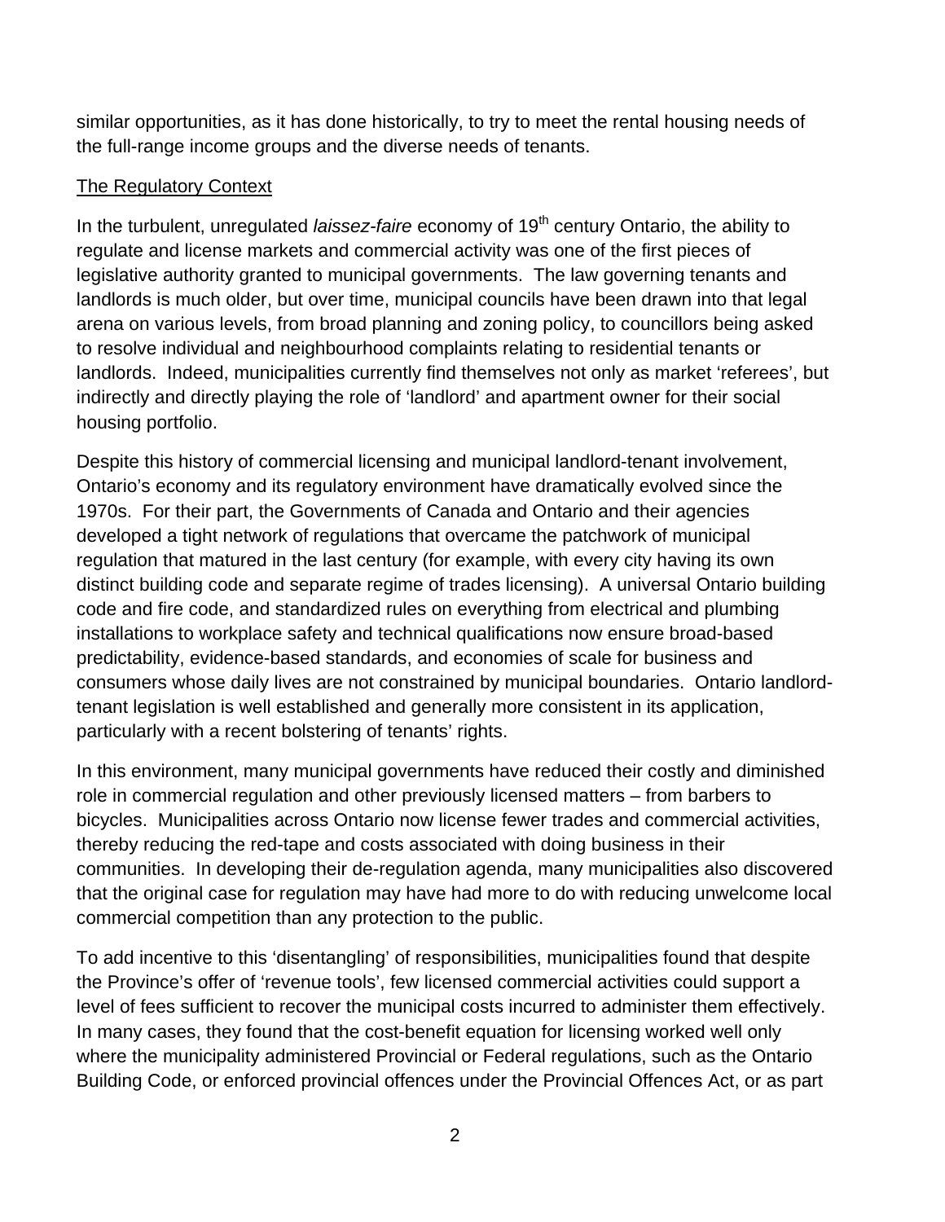similar opportunities, as it has done historically, to try to meet the rental housing needs of the full-range income groups and the diverse needs of tenants.

## The Regulatory Context

In the turbulent, unregulated *laissez-faire* economy of 19th century Ontario, the ability to regulate and license markets and commercial activity was one of the first pieces of legislative authority granted to municipal governments. The law governing tenants and landlords is much older, but over time, municipal councils have been drawn into that legal arena on various levels, from broad planning and zoning policy, to councillors being asked to resolve individual and neighbourhood complaints relating to residential tenants or landlords. Indeed, municipalities currently find themselves not only as market 'referees', but indirectly and directly playing the role of 'landlord' and apartment owner for their social housing portfolio.

Despite this history of commercial licensing and municipal landlord-tenant involvement, Ontario's economy and its regulatory environment have dramatically evolved since the 1970s. For their part, the Governments of Canada and Ontario and their agencies developed a tight network of regulations that overcame the patchwork of municipal regulation that matured in the last century (for example, with every city having its own distinct building code and separate regime of trades licensing). A universal Ontario building code and fire code, and standardized rules on everything from electrical and plumbing installations to workplace safety and technical qualifications now ensure broad-based predictability, evidence-based standards, and economies of scale for business and consumers whose daily lives are not constrained by municipal boundaries. Ontario landlord-tenant legislation is well established and generally more consistent in its application, particularly with a recent bolstering of tenants' rights.

In this environment, many municipal governments have reduced their costly and diminished role in commercial regulation and other previously licensed matters – from barbers to bicycles. Municipalities across Ontario now license fewer trades and commercial activities, thereby reducing the red-tape and costs associated with doing business in their communities. In developing their de-regulation agenda, many municipalities also discovered that the original case for regulation may have had more to do with reducing unwelcome local commercial competition than any protection to the public.

To add incentive to this 'disentangling' of responsibilities, municipalities found that despite the Province's offer of 'revenue tools', few licensed commercial activities could support a level of fees sufficient to recover the municipal costs incurred to administer them effectively. In many cases, they found that the cost-benefit equation for licensing worked well only where the municipality administered Provincial or Federal regulations, such as the Ontario Building Code, or enforced provincial offences under the Provincial Offences Act, or as part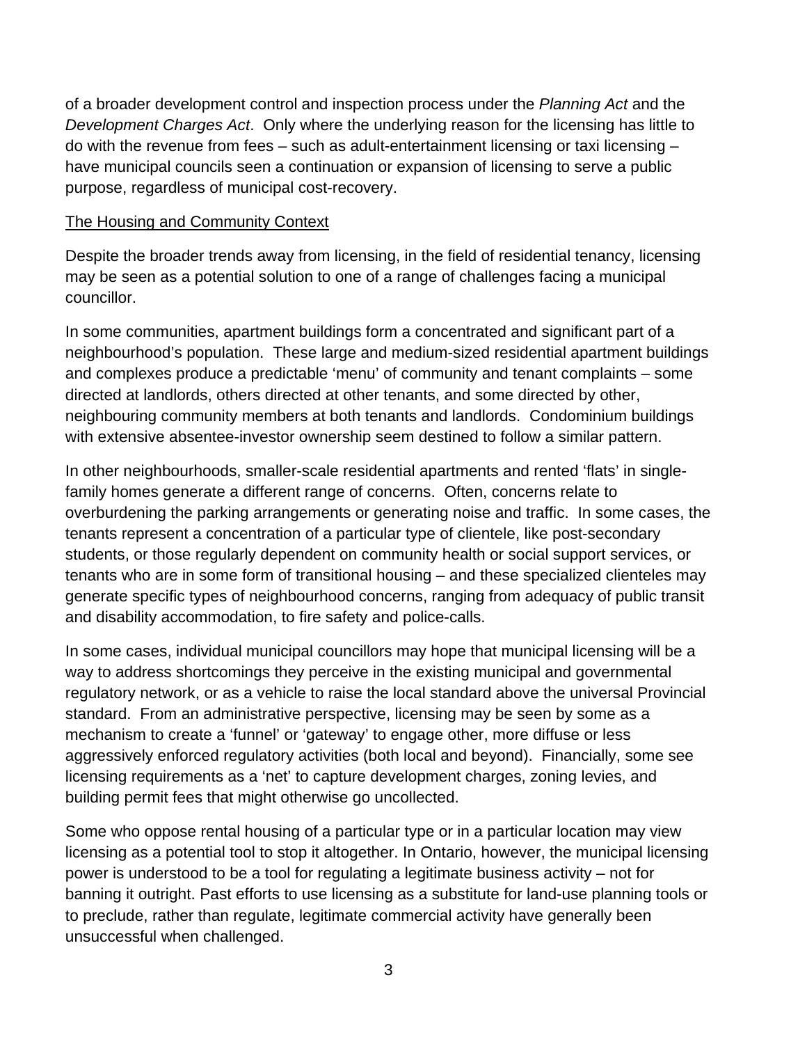of a broader development control and inspection process under the *Planning Act* and the *Development Charges Act*. Only where the underlying reason for the licensing has little to do with the revenue from fees – such as adult-entertainment licensing or taxi licensing – have municipal councils seen a continuation or expansion of licensing to serve a public purpose, regardless of municipal cost-recovery.

## The Housing and Community Context

Despite the broader trends away from licensing, in the field of residential tenancy, licensing may be seen as a potential solution to one of a range of challenges facing a municipal councillor.

In some communities, apartment buildings form a concentrated and significant part of a neighbourhood's population. These large and medium-sized residential apartment buildings and complexes produce a predictable 'menu' of community and tenant complaints – some directed at landlords, others directed at other tenants, and some directed by other, neighbouring community members at both tenants and landlords. Condominium buildings with extensive absentee-investor ownership seem destined to follow a similar pattern.

In other neighbourhoods, smaller-scale residential apartments and rented 'flats' in single-family homes generate a different range of concerns. Often, concerns relate to overburdening the parking arrangements or generating noise and traffic. In some cases, the tenants represent a concentration of a particular type of clientele, like post-secondary students, or those regularly dependent on community health or social support services, or tenants who are in some form of transitional housing – and these specialized clienteles may generate specific types of neighbourhood concerns, ranging from adequacy of public transit and disability accommodation, to fire safety and police-calls.

In some cases, individual municipal councillors may hope that municipal licensing will be a way to address shortcomings they perceive in the existing municipal and governmental regulatory network, or as a vehicle to raise the local standard above the universal Provincial standard. From an administrative perspective, licensing may be seen by some as a mechanism to create a 'funnel' or 'gateway' to engage other, more diffuse or less aggressively enforced regulatory activities (both local and beyond). Financially, some see licensing requirements as a 'net' to capture development charges, zoning levies, and building permit fees that might otherwise go uncollected.

Some who oppose rental housing of a particular type or in a particular location may view licensing as a potential tool to stop it altogether. In Ontario, however, the municipal licensing power is understood to be a tool for regulating a legitimate business activity – not for banning it outright. Past efforts to use licensing as a substitute for land-use planning tools or to preclude, rather than regulate, legitimate commercial activity have generally been unsuccessful when challenged.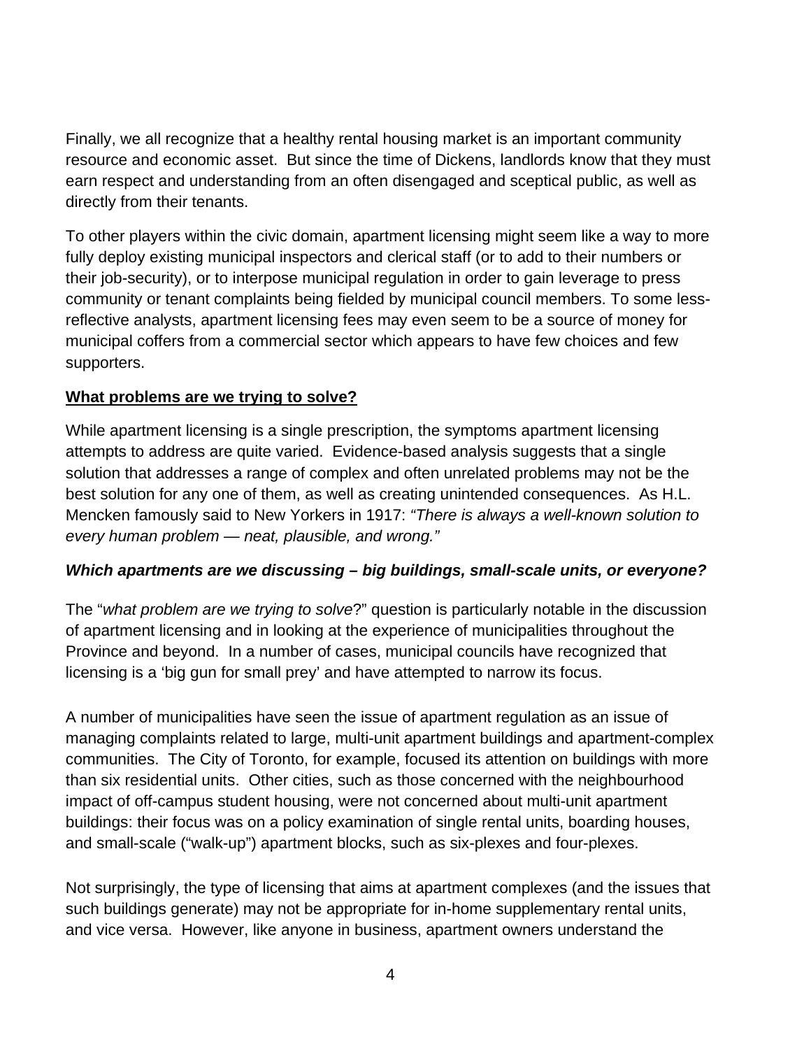Finally, we all recognize that a healthy rental housing market is an important community resource and economic asset. But since the time of Dickens, landlords know that they must earn respect and understanding from an often disengaged and sceptical public, as well as directly from their tenants.

To other players within the civic domain, apartment licensing might seem like a way to more fully deploy existing municipal inspectors and clerical staff (or to add to their numbers or their job-security), or to interpose municipal regulation in order to gain leverage to press community or tenant complaints being fielded by municipal council members. To some less-reflective analysts, apartment licensing fees may even seem to be a source of money for municipal coffers from a commercial sector which appears to have few choices and few supporters.

**<u>What problems are we trying to solve?</u>**

While apartment licensing is a single prescription, the symptoms apartment licensing attempts to address are quite varied. Evidence-based analysis suggests that a single solution that addresses a range of complex and often unrelated problems may not be the best solution for any one of them, as well as creating unintended consequences. As H.L. Mencken famously said to New Yorkers in 1917: *"There is always a well-known solution to every human problem — neat, plausible, and wrong."*

***Which apartments are we discussing – big buildings, small-scale units, or everyone?***

The "*what problem are we trying to solve*?" question is particularly notable in the discussion of apartment licensing and in looking at the experience of municipalities throughout the Province and beyond. In a number of cases, municipal councils have recognized that licensing is a 'big gun for small prey' and have attempted to narrow its focus.

A number of municipalities have seen the issue of apartment regulation as an issue of managing complaints related to large, multi-unit apartment buildings and apartment-complex communities. The City of Toronto, for example, focused its attention on buildings with more than six residential units. Other cities, such as those concerned with the neighbourhood impact of off-campus student housing, were not concerned about multi-unit apartment buildings: their focus was on a policy examination of single rental units, boarding houses, and small-scale ("walk-up") apartment blocks, such as six-plexes and four-plexes.

Not surprisingly, the type of licensing that aims at apartment complexes (and the issues that such buildings generate) may not be appropriate for in-home supplementary rental units, and vice versa. However, like anyone in business, apartment owners understand the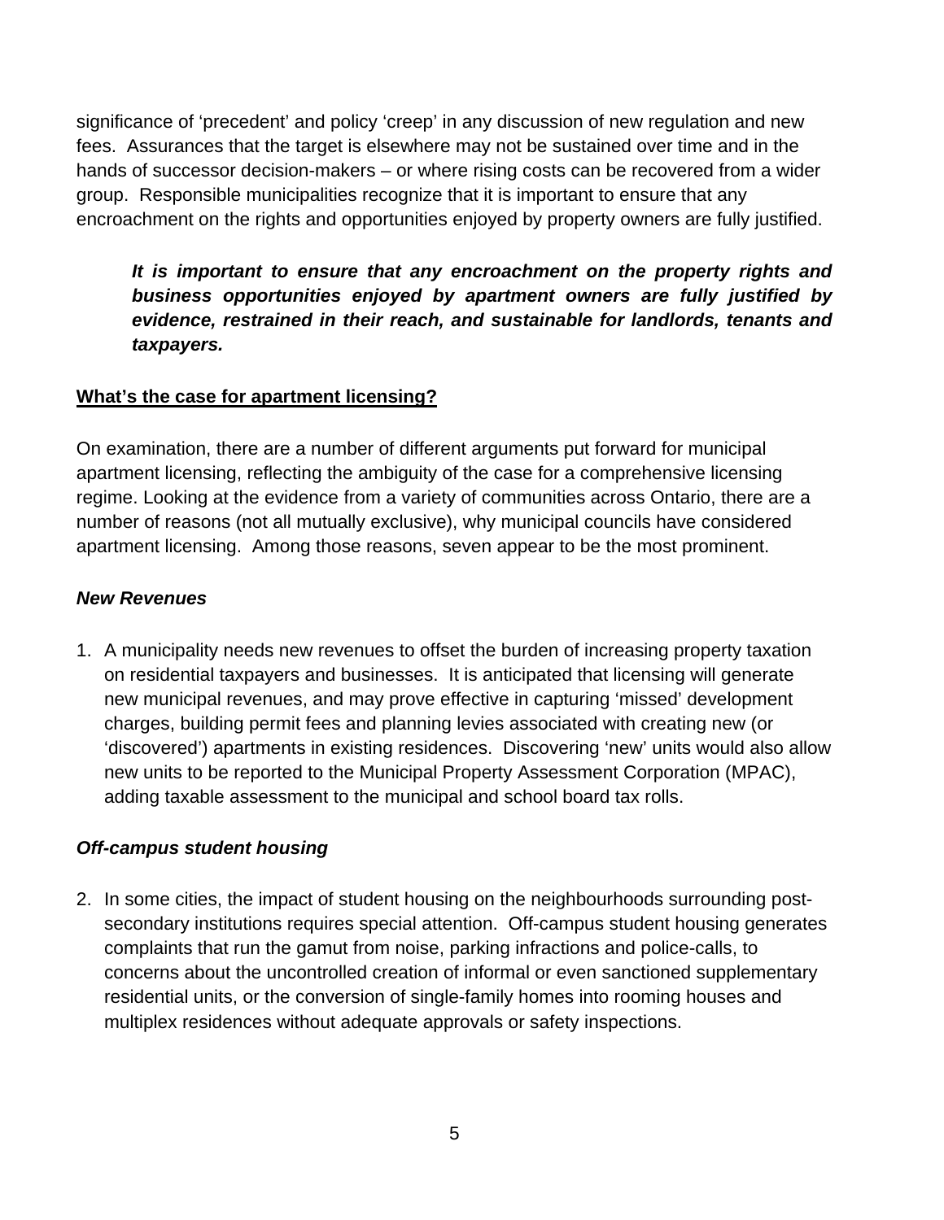significance of 'precedent' and policy 'creep' in any discussion of new regulation and new fees. Assurances that the target is elsewhere may not be sustained over time and in the hands of successor decision-makers – or where rising costs can be recovered from a wider group. Responsible municipalities recognize that it is important to ensure that any encroachment on the rights and opportunities enjoyed by property owners are fully justified.

> ***It is important to ensure that any encroachment on the property rights and business opportunities enjoyed by apartment owners are fully justified by evidence, restrained in their reach, and sustainable for landlords, tenants and taxpayers.***

## What's the case for apartment licensing?

On examination, there are a number of different arguments put forward for municipal apartment licensing, reflecting the ambiguity of the case for a comprehensive licensing regime. Looking at the evidence from a variety of communities across Ontario, there are a number of reasons (not all mutually exclusive), why municipal councils have considered apartment licensing. Among those reasons, seven appear to be the most prominent.

### *New Revenues*

1. A municipality needs new revenues to offset the burden of increasing property taxation on residential taxpayers and businesses. It is anticipated that licensing will generate new municipal revenues, and may prove effective in capturing 'missed' development charges, building permit fees and planning levies associated with creating new (or 'discovered') apartments in existing residences. Discovering 'new' units would also allow new units to be reported to the Municipal Property Assessment Corporation (MPAC), adding taxable assessment to the municipal and school board tax rolls.

### *Off-campus student housing*

2. In some cities, the impact of student housing on the neighbourhoods surrounding post-secondary institutions requires special attention. Off-campus student housing generates complaints that run the gamut from noise, parking infractions and police-calls, to concerns about the uncontrolled creation of informal or even sanctioned supplementary residential units, or the conversion of single-family homes into rooming houses and multiplex residences without adequate approvals or safety inspections.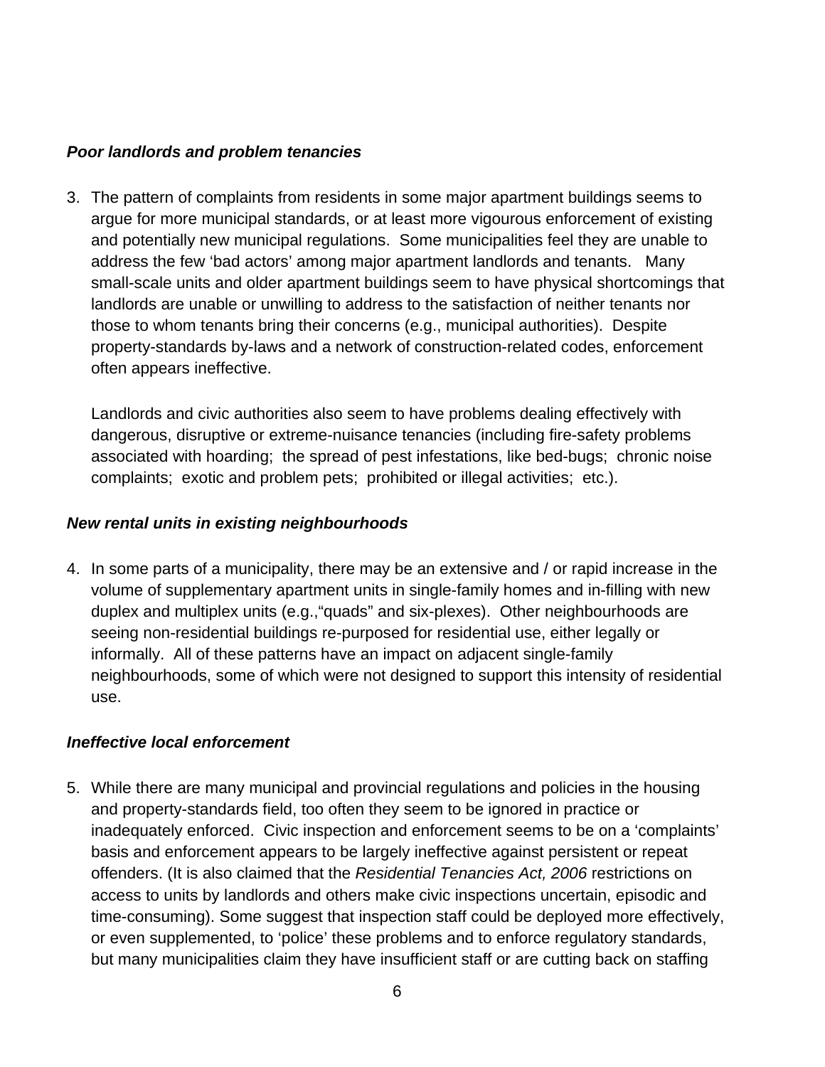***Poor landlords and problem tenancies***

3. The pattern of complaints from residents in some major apartment buildings seems to argue for more municipal standards, or at least more vigourous enforcement of existing and potentially new municipal regulations. Some municipalities feel they are unable to address the few 'bad actors' among major apartment landlords and tenants. Many small-scale units and older apartment buildings seem to have physical shortcomings that landlords are unable or unwilling to address to the satisfaction of neither tenants nor those to whom tenants bring their concerns (e.g., municipal authorities). Despite property-standards by-laws and a network of construction-related codes, enforcement often appears ineffective.

   Landlords and civic authorities also seem to have problems dealing effectively with dangerous, disruptive or extreme-nuisance tenancies (including fire-safety problems associated with hoarding; the spread of pest infestations, like bed-bugs; chronic noise complaints; exotic and problem pets; prohibited or illegal activities; etc.).

***New rental units in existing neighbourhoods***

4. In some parts of a municipality, there may be an extensive and / or rapid increase in the volume of supplementary apartment units in single-family homes and in-filling with new duplex and multiplex units (e.g.,"quads" and six-plexes). Other neighbourhoods are seeing non-residential buildings re-purposed for residential use, either legally or informally. All of these patterns have an impact on adjacent single-family neighbourhoods, some of which were not designed to support this intensity of residential use.

***Ineffective local enforcement***

5. While there are many municipal and provincial regulations and policies in the housing and property-standards field, too often they seem to be ignored in practice or inadequately enforced. Civic inspection and enforcement seems to be on a 'complaints' basis and enforcement appears to be largely ineffective against persistent or repeat offenders. (It is also claimed that the *Residential Tenancies Act, 2006* restrictions on access to units by landlords and others make civic inspections uncertain, episodic and time-consuming). Some suggest that inspection staff could be deployed more effectively, or even supplemented, to 'police' these problems and to enforce regulatory standards, but many municipalities claim they have insufficient staff or are cutting back on staffing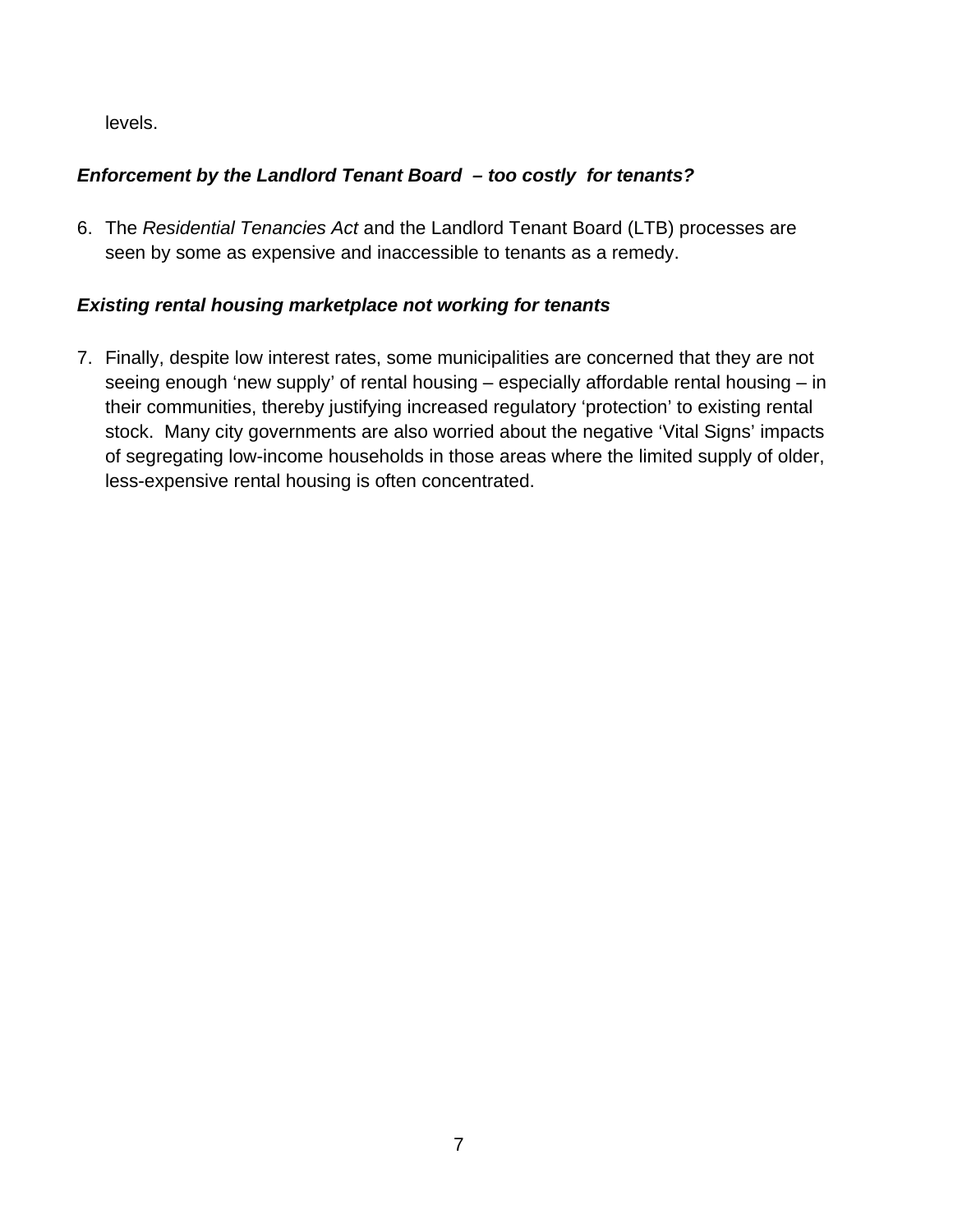levels.

***Enforcement by the Landlord Tenant Board – too costly for tenants?***

6. The *Residential Tenancies Act* and the Landlord Tenant Board (LTB) processes are seen by some as expensive and inaccessible to tenants as a remedy.

***Existing rental housing marketplace not working for tenants***

7. Finally, despite low interest rates, some municipalities are concerned that they are not seeing enough 'new supply' of rental housing – especially affordable rental housing – in their communities, thereby justifying increased regulatory 'protection' to existing rental stock. Many city governments are also worried about the negative 'Vital Signs' impacts of segregating low-income households in those areas where the limited supply of older, less-expensive rental housing is often concentrated.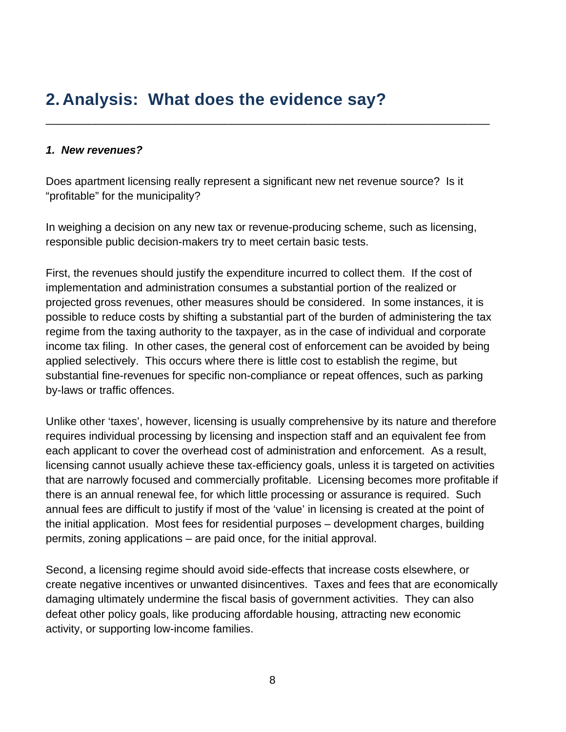# 2. Analysis: What does the evidence say?

***1. New revenues?***

Does apartment licensing really represent a significant new net revenue source? Is it "profitable" for the municipality?

In weighing a decision on any new tax or revenue-producing scheme, such as licensing, responsible public decision-makers try to meet certain basic tests.

First, the revenues should justify the expenditure incurred to collect them. If the cost of implementation and administration consumes a substantial portion of the realized or projected gross revenues, other measures should be considered. In some instances, it is possible to reduce costs by shifting a substantial part of the burden of administering the tax regime from the taxing authority to the taxpayer, as in the case of individual and corporate income tax filing. In other cases, the general cost of enforcement can be avoided by being applied selectively. This occurs where there is little cost to establish the regime, but substantial fine-revenues for specific non-compliance or repeat offences, such as parking by-laws or traffic offences.

Unlike other 'taxes', however, licensing is usually comprehensive by its nature and therefore requires individual processing by licensing and inspection staff and an equivalent fee from each applicant to cover the overhead cost of administration and enforcement. As a result, licensing cannot usually achieve these tax-efficiency goals, unless it is targeted on activities that are narrowly focused and commercially profitable. Licensing becomes more profitable if there is an annual renewal fee, for which little processing or assurance is required. Such annual fees are difficult to justify if most of the 'value' in licensing is created at the point of the initial application. Most fees for residential purposes – development charges, building permits, zoning applications – are paid once, for the initial approval.

Second, a licensing regime should avoid side-effects that increase costs elsewhere, or create negative incentives or unwanted disincentives. Taxes and fees that are economically damaging ultimately undermine the fiscal basis of government activities. They can also defeat other policy goals, like producing affordable housing, attracting new economic activity, or supporting low-income families.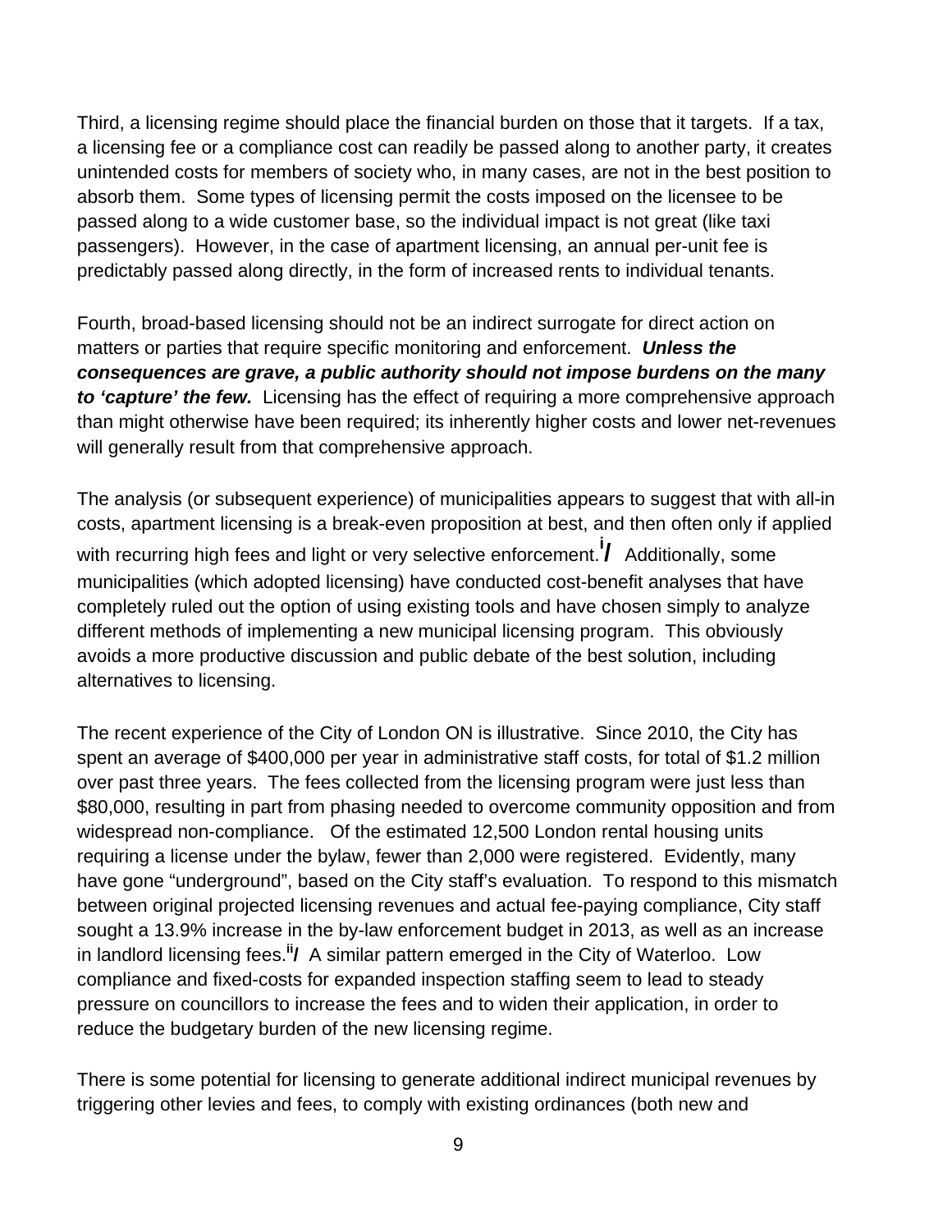Third, a licensing regime should place the financial burden on those that it targets. If a tax, a licensing fee or a compliance cost can readily be passed along to another party, it creates unintended costs for members of society who, in many cases, are not in the best position to absorb them. Some types of licensing permit the costs imposed on the licensee to be passed along to a wide customer base, so the individual impact is not great (like taxi passengers). However, in the case of apartment licensing, an annual per-unit fee is predictably passed along directly, in the form of increased rents to individual tenants.

Fourth, broad-based licensing should not be an indirect surrogate for direct action on matters or parties that require specific monitoring and enforcement. ***Unless the consequences are grave, a public authority should not impose burdens on the many to 'capture' the few.*** Licensing has the effect of requiring a more comprehensive approach than might otherwise have been required; its inherently higher costs and lower net-revenues will generally result from that comprehensive approach.

The analysis (or subsequent experience) of municipalities appears to suggest that with all-in costs, apartment licensing is a break-even proposition at best, and then often only if applied with recurring high fees and light or very selective enforcement.[i]/ Additionally, some municipalities (which adopted licensing) have conducted cost-benefit analyses that have completely ruled out the option of using existing tools and have chosen simply to analyze different methods of implementing a new municipal licensing program. This obviously avoids a more productive discussion and public debate of the best solution, including alternatives to licensing.

The recent experience of the City of London ON is illustrative. Since 2010, the City has spent an average of $400,000 per year in administrative staff costs, for total of $1.2 million over past three years. The fees collected from the licensing program were just less than $80,000, resulting in part from phasing needed to overcome community opposition and from widespread non-compliance. Of the estimated 12,500 London rental housing units requiring a license under the bylaw, fewer than 2,000 were registered. Evidently, many have gone "underground", based on the City staff's evaluation. To respond to this mismatch between original projected licensing revenues and actual fee-paying compliance, City staff sought a 13.9% increase in the by-law enforcement budget in 2013, as well as an increase in landlord licensing fees.[ii]/ A similar pattern emerged in the City of Waterloo. Low compliance and fixed-costs for expanded inspection staffing seem to lead to steady pressure on councillors to increase the fees and to widen their application, in order to reduce the budgetary burden of the new licensing regime.

There is some potential for licensing to generate additional indirect municipal revenues by triggering other levies and fees, to comply with existing ordinances (both new and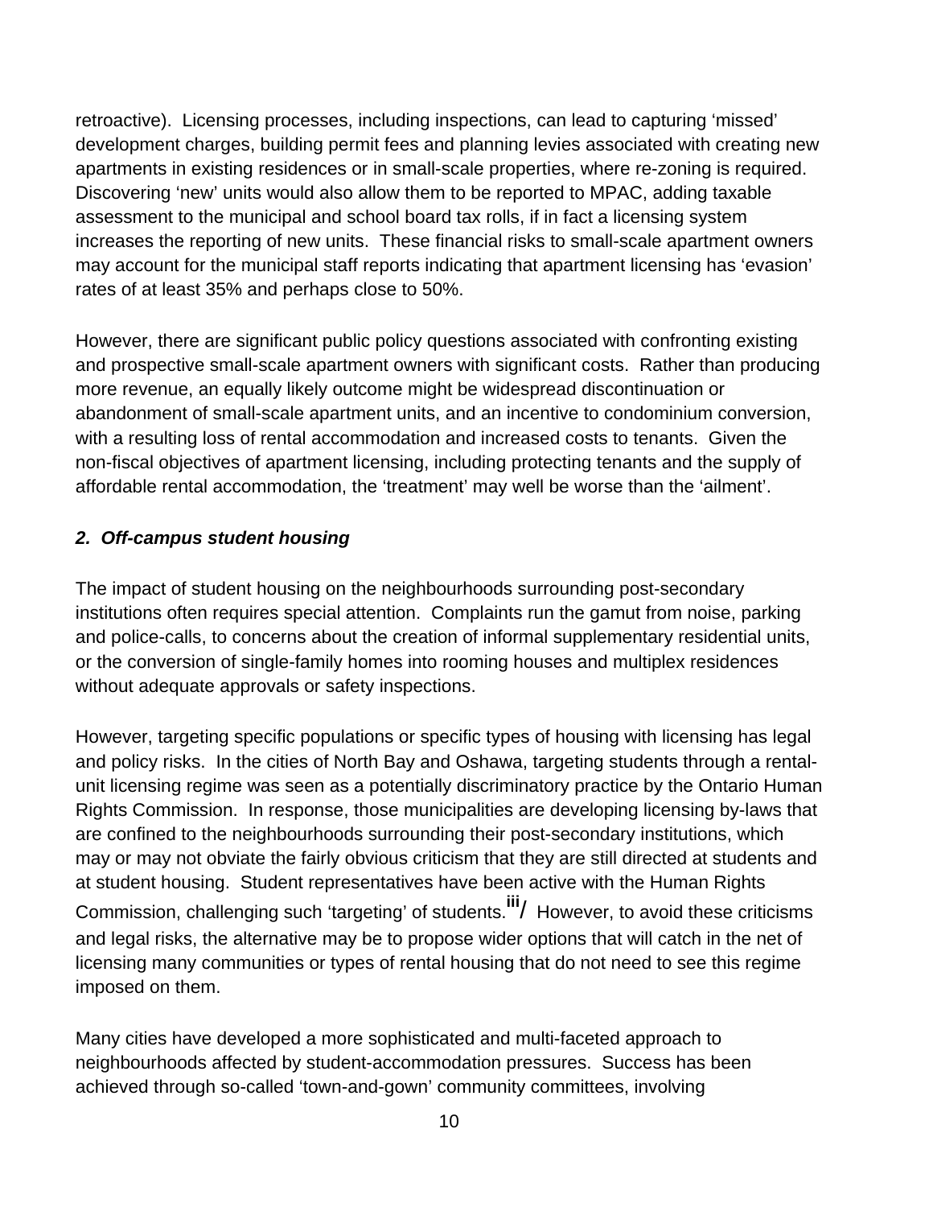retroactive). Licensing processes, including inspections, can lead to capturing 'missed' development charges, building permit fees and planning levies associated with creating new apartments in existing residences or in small-scale properties, where re-zoning is required. Discovering 'new' units would also allow them to be reported to MPAC, adding taxable assessment to the municipal and school board tax rolls, if in fact a licensing system increases the reporting of new units. These financial risks to small-scale apartment owners may account for the municipal staff reports indicating that apartment licensing has 'evasion' rates of at least 35% and perhaps close to 50%.

However, there are significant public policy questions associated with confronting existing and prospective small-scale apartment owners with significant costs. Rather than producing more revenue, an equally likely outcome might be widespread discontinuation or abandonment of small-scale apartment units, and an incentive to condominium conversion, with a resulting loss of rental accommodation and increased costs to tenants. Given the non-fiscal objectives of apartment licensing, including protecting tenants and the supply of affordable rental accommodation, the 'treatment' may well be worse than the 'ailment'.

### *2. Off-campus student housing*

The impact of student housing on the neighbourhoods surrounding post-secondary institutions often requires special attention. Complaints run the gamut from noise, parking and police-calls, to concerns about the creation of informal supplementary residential units, or the conversion of single-family homes into rooming houses and multiplex residences without adequate approvals or safety inspections.

However, targeting specific populations or specific types of housing with licensing has legal and policy risks. In the cities of North Bay and Oshawa, targeting students through a rental-unit licensing regime was seen as a potentially discriminatory practice by the Ontario Human Rights Commission. In response, those municipalities are developing licensing by-laws that are confined to the neighbourhoods surrounding their post-secondary institutions, which may or may not obviate the fairly obvious criticism that they are still directed at students and at student housing. Student representatives have been active with the Human Rights Commission, challenging such 'targeting' of students.[iii]/ However, to avoid these criticisms and legal risks, the alternative may be to propose wider options that will catch in the net of licensing many communities or types of rental housing that do not need to see this regime imposed on them.

Many cities have developed a more sophisticated and multi-faceted approach to neighbourhoods affected by student-accommodation pressures. Success has been achieved through so-called 'town-and-gown' community committees, involving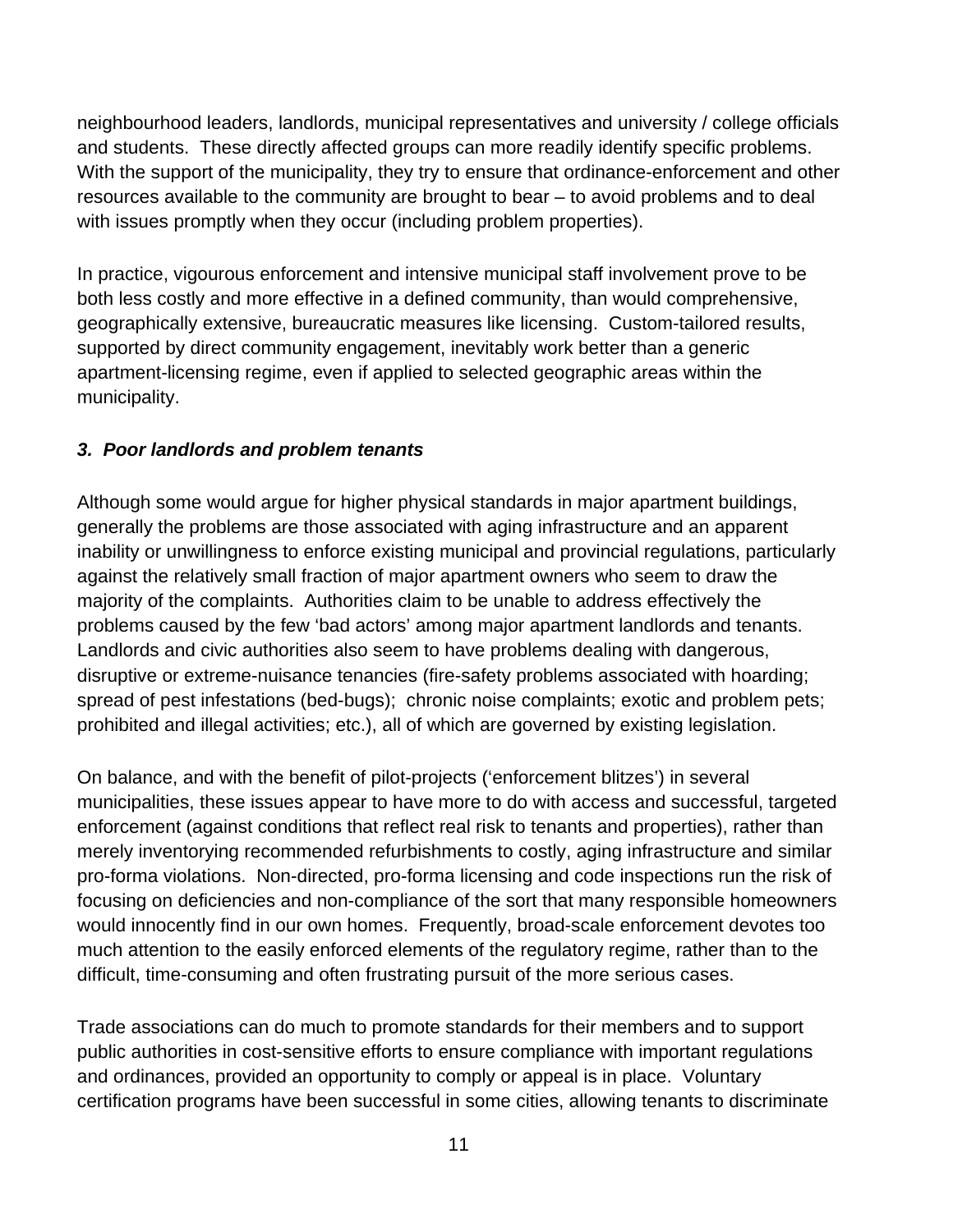neighbourhood leaders, landlords, municipal representatives and university / college officials and students. These directly affected groups can more readily identify specific problems. With the support of the municipality, they try to ensure that ordinance-enforcement and other resources available to the community are brought to bear – to avoid problems and to deal with issues promptly when they occur (including problem properties).

In practice, vigourous enforcement and intensive municipal staff involvement prove to be both less costly and more effective in a defined community, than would comprehensive, geographically extensive, bureaucratic measures like licensing. Custom-tailored results, supported by direct community engagement, inevitably work better than a generic apartment-licensing regime, even if applied to selected geographic areas within the municipality.

### *3. Poor landlords and problem tenants*

Although some would argue for higher physical standards in major apartment buildings, generally the problems are those associated with aging infrastructure and an apparent inability or unwillingness to enforce existing municipal and provincial regulations, particularly against the relatively small fraction of major apartment owners who seem to draw the majority of the complaints. Authorities claim to be unable to address effectively the problems caused by the few 'bad actors' among major apartment landlords and tenants. Landlords and civic authorities also seem to have problems dealing with dangerous, disruptive or extreme-nuisance tenancies (fire-safety problems associated with hoarding; spread of pest infestations (bed-bugs); chronic noise complaints; exotic and problem pets; prohibited and illegal activities; etc.), all of which are governed by existing legislation.

On balance, and with the benefit of pilot-projects ('enforcement blitzes') in several municipalities, these issues appear to have more to do with access and successful, targeted enforcement (against conditions that reflect real risk to tenants and properties), rather than merely inventorying recommended refurbishments to costly, aging infrastructure and similar pro-forma violations. Non-directed, pro-forma licensing and code inspections run the risk of focusing on deficiencies and non-compliance of the sort that many responsible homeowners would innocently find in our own homes. Frequently, broad-scale enforcement devotes too much attention to the easily enforced elements of the regulatory regime, rather than to the difficult, time-consuming and often frustrating pursuit of the more serious cases.

Trade associations can do much to promote standards for their members and to support public authorities in cost-sensitive efforts to ensure compliance with important regulations and ordinances, provided an opportunity to comply or appeal is in place. Voluntary certification programs have been successful in some cities, allowing tenants to discriminate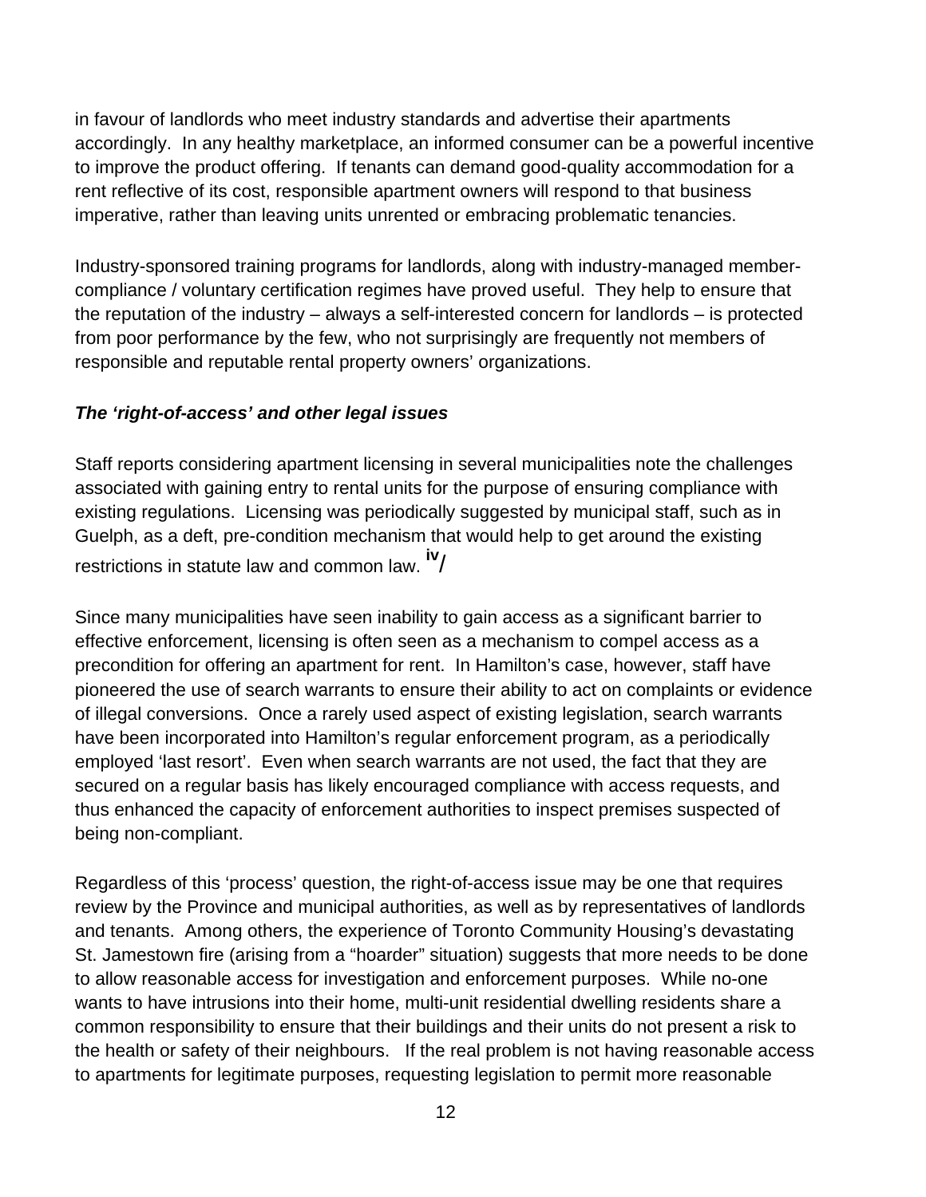in favour of landlords who meet industry standards and advertise their apartments accordingly. In any healthy marketplace, an informed consumer can be a powerful incentive to improve the product offering. If tenants can demand good-quality accommodation for a rent reflective of its cost, responsible apartment owners will respond to that business imperative, rather than leaving units unrented or embracing problematic tenancies.

Industry-sponsored training programs for landlords, along with industry-managed member-compliance / voluntary certification regimes have proved useful. They help to ensure that the reputation of the industry – always a self-interested concern for landlords – is protected from poor performance by the few, who not surprisingly are frequently not members of responsible and reputable rental property owners' organizations.

***The 'right-of-access' and other legal issues***

Staff reports considering apartment licensing in several municipalities note the challenges associated with gaining entry to rental units for the purpose of ensuring compliance with existing regulations. Licensing was periodically suggested by municipal staff, such as in Guelph, as a deft, pre-condition mechanism that would help to get around the existing restrictions in statute law and common law. [iv]/

Since many municipalities have seen inability to gain access as a significant barrier to effective enforcement, licensing is often seen as a mechanism to compel access as a precondition for offering an apartment for rent. In Hamilton's case, however, staff have pioneered the use of search warrants to ensure their ability to act on complaints or evidence of illegal conversions. Once a rarely used aspect of existing legislation, search warrants have been incorporated into Hamilton's regular enforcement program, as a periodically employed 'last resort'. Even when search warrants are not used, the fact that they are secured on a regular basis has likely encouraged compliance with access requests, and thus enhanced the capacity of enforcement authorities to inspect premises suspected of being non-compliant.

Regardless of this 'process' question, the right-of-access issue may be one that requires review by the Province and municipal authorities, as well as by representatives of landlords and tenants. Among others, the experience of Toronto Community Housing's devastating St. Jamestown fire (arising from a "hoarder" situation) suggests that more needs to be done to allow reasonable access for investigation and enforcement purposes. While no-one wants to have intrusions into their home, multi-unit residential dwelling residents share a common responsibility to ensure that their buildings and their units do not present a risk to the health or safety of their neighbours. If the real problem is not having reasonable access to apartments for legitimate purposes, requesting legislation to permit more reasonable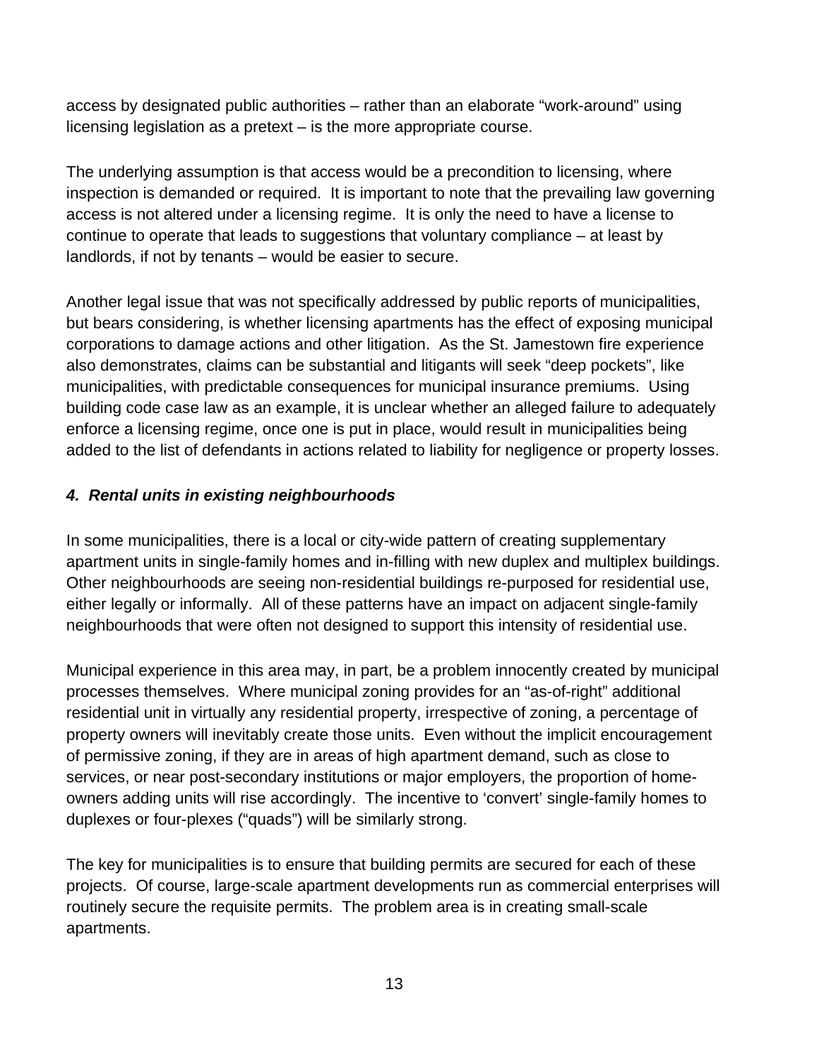access by designated public authorities – rather than an elaborate "work-around" using licensing legislation as a pretext – is the more appropriate course.

The underlying assumption is that access would be a precondition to licensing, where inspection is demanded or required. It is important to note that the prevailing law governing access is not altered under a licensing regime. It is only the need to have a license to continue to operate that leads to suggestions that voluntary compliance – at least by landlords, if not by tenants – would be easier to secure.

Another legal issue that was not specifically addressed by public reports of municipalities, but bears considering, is whether licensing apartments has the effect of exposing municipal corporations to damage actions and other litigation. As the St. Jamestown fire experience also demonstrates, claims can be substantial and litigants will seek "deep pockets", like municipalities, with predictable consequences for municipal insurance premiums. Using building code case law as an example, it is unclear whether an alleged failure to adequately enforce a licensing regime, once one is put in place, would result in municipalities being added to the list of defendants in actions related to liability for negligence or property losses.

### *4. Rental units in existing neighbourhoods*

In some municipalities, there is a local or city-wide pattern of creating supplementary apartment units in single-family homes and in-filling with new duplex and multiplex buildings. Other neighbourhoods are seeing non-residential buildings re-purposed for residential use, either legally or informally. All of these patterns have an impact on adjacent single-family neighbourhoods that were often not designed to support this intensity of residential use.

Municipal experience in this area may, in part, be a problem innocently created by municipal processes themselves. Where municipal zoning provides for an "as-of-right" additional residential unit in virtually any residential property, irrespective of zoning, a percentage of property owners will inevitably create those units. Even without the implicit encouragement of permissive zoning, if they are in areas of high apartment demand, such as close to services, or near post-secondary institutions or major employers, the proportion of home-owners adding units will rise accordingly. The incentive to 'convert' single-family homes to duplexes or four-plexes ("quads") will be similarly strong.

The key for municipalities is to ensure that building permits are secured for each of these projects. Of course, large-scale apartment developments run as commercial enterprises will routinely secure the requisite permits. The problem area is in creating small-scale apartments.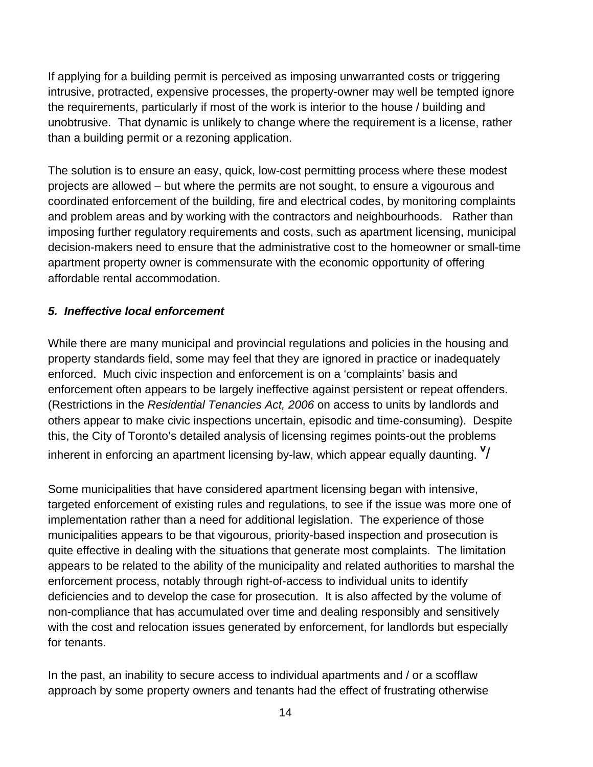If applying for a building permit is perceived as imposing unwarranted costs or triggering intrusive, protracted, expensive processes, the property-owner may well be tempted ignore the requirements, particularly if most of the work is interior to the house / building and unobtrusive. That dynamic is unlikely to change where the requirement is a license, rather than a building permit or a rezoning application.

The solution is to ensure an easy, quick, low-cost permitting process where these modest projects are allowed – but where the permits are not sought, to ensure a vigourous and coordinated enforcement of the building, fire and electrical codes, by monitoring complaints and problem areas and by working with the contractors and neighbourhoods. Rather than imposing further regulatory requirements and costs, such as apartment licensing, municipal decision-makers need to ensure that the administrative cost to the homeowner or small-time apartment property owner is commensurate with the economic opportunity of offering affordable rental accommodation.

### *5. Ineffective local enforcement*

While there are many municipal and provincial regulations and policies in the housing and property standards field, some may feel that they are ignored in practice or inadequately enforced. Much civic inspection and enforcement is on a 'complaints' basis and enforcement often appears to be largely ineffective against persistent or repeat offenders. (Restrictions in the *Residential Tenancies Act, 2006* on access to units by landlords and others appear to make civic inspections uncertain, episodic and time-consuming). Despite this, the City of Toronto's detailed analysis of licensing regimes points-out the problems inherent in enforcing an apartment licensing by-law, which appear equally daunting. [v]/

Some municipalities that have considered apartment licensing began with intensive, targeted enforcement of existing rules and regulations, to see if the issue was more one of implementation rather than a need for additional legislation. The experience of those municipalities appears to be that vigourous, priority-based inspection and prosecution is quite effective in dealing with the situations that generate most complaints. The limitation appears to be related to the ability of the municipality and related authorities to marshal the enforcement process, notably through right-of-access to individual units to identify deficiencies and to develop the case for prosecution. It is also affected by the volume of non-compliance that has accumulated over time and dealing responsibly and sensitively with the cost and relocation issues generated by enforcement, for landlords but especially for tenants.

In the past, an inability to secure access to individual apartments and / or a scofflaw approach by some property owners and tenants had the effect of frustrating otherwise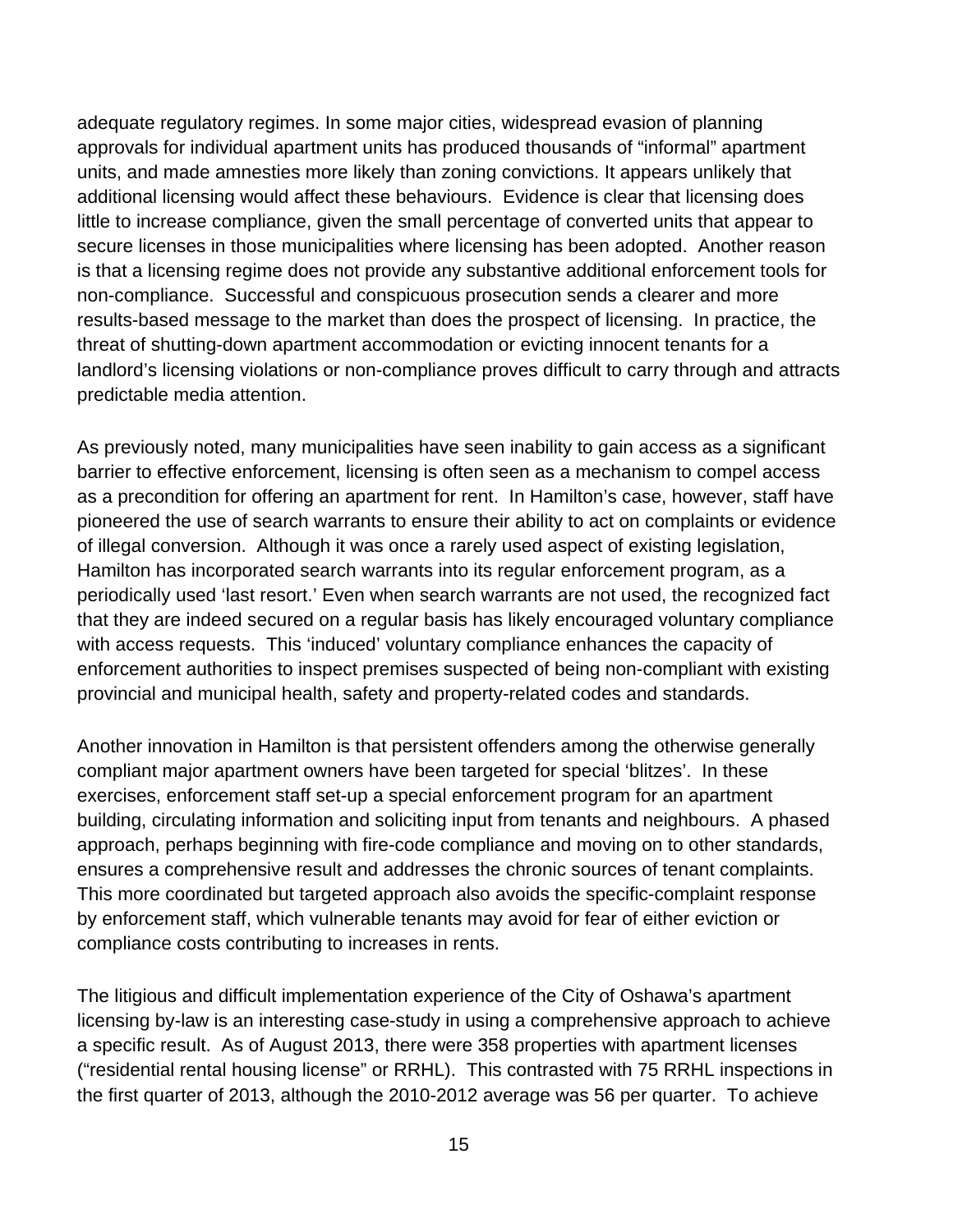adequate regulatory regimes. In some major cities, widespread evasion of planning approvals for individual apartment units has produced thousands of “informal” apartment units, and made amnesties more likely than zoning convictions. It appears unlikely that additional licensing would affect these behaviours. Evidence is clear that licensing does little to increase compliance, given the small percentage of converted units that appear to secure licenses in those municipalities where licensing has been adopted. Another reason is that a licensing regime does not provide any substantive additional enforcement tools for non-compliance. Successful and conspicuous prosecution sends a clearer and more results-based message to the market than does the prospect of licensing. In practice, the threat of shutting-down apartment accommodation or evicting innocent tenants for a landlord’s licensing violations or non-compliance proves difficult to carry through and attracts predictable media attention.

As previously noted, many municipalities have seen inability to gain access as a significant barrier to effective enforcement, licensing is often seen as a mechanism to compel access as a precondition for offering an apartment for rent. In Hamilton’s case, however, staff have pioneered the use of search warrants to ensure their ability to act on complaints or evidence of illegal conversion. Although it was once a rarely used aspect of existing legislation, Hamilton has incorporated search warrants into its regular enforcement program, as a periodically used ‘last resort.’ Even when search warrants are not used, the recognized fact that they are indeed secured on a regular basis has likely encouraged voluntary compliance with access requests. This ‘induced’ voluntary compliance enhances the capacity of enforcement authorities to inspect premises suspected of being non-compliant with existing provincial and municipal health, safety and property-related codes and standards.

Another innovation in Hamilton is that persistent offenders among the otherwise generally compliant major apartment owners have been targeted for special ‘blitzes’. In these exercises, enforcement staff set-up a special enforcement program for an apartment building, circulating information and soliciting input from tenants and neighbours. A phased approach, perhaps beginning with fire-code compliance and moving on to other standards, ensures a comprehensive result and addresses the chronic sources of tenant complaints. This more coordinated but targeted approach also avoids the specific-complaint response by enforcement staff, which vulnerable tenants may avoid for fear of either eviction or compliance costs contributing to increases in rents.

The litigious and difficult implementation experience of the City of Oshawa’s apartment licensing by-law is an interesting case-study in using a comprehensive approach to achieve a specific result. As of August 2013, there were 358 properties with apartment licenses (“residential rental housing license” or RRHL). This contrasted with 75 RRHL inspections in the first quarter of 2013, although the 2010-2012 average was 56 per quarter. To achieve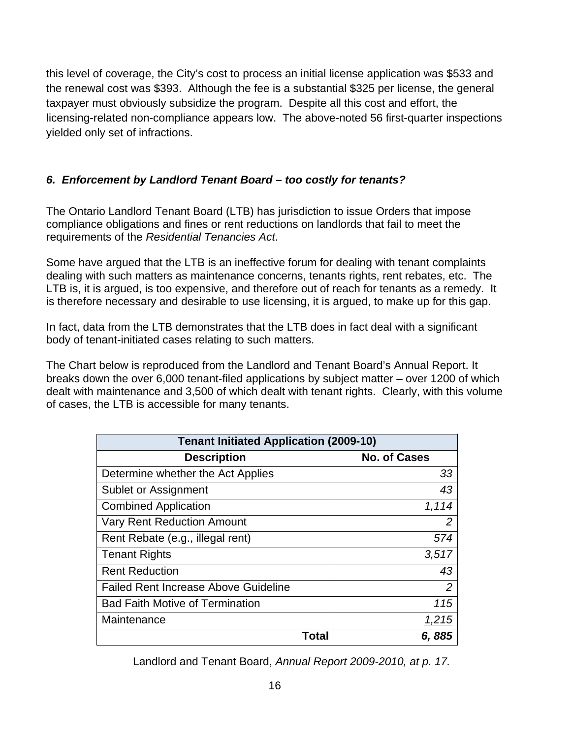this level of coverage, the City's cost to process an initial license application was $533 and the renewal cost was $393. Although the fee is a substantial $325 per license, the general taxpayer must obviously subsidize the program. Despite all this cost and effort, the licensing-related non-compliance appears low. The above-noted 56 first-quarter inspections yielded only set of infractions.

### *6. Enforcement by Landlord Tenant Board – too costly for tenants?*

The Ontario Landlord Tenant Board (LTB) has jurisdiction to issue Orders that impose compliance obligations and fines or rent reductions on landlords that fail to meet the requirements of the *Residential Tenancies Act*.

Some have argued that the LTB is an ineffective forum for dealing with tenant complaints dealing with such matters as maintenance concerns, tenants rights, rent rebates, etc. The LTB is, it is argued, is too expensive, and therefore out of reach for tenants as a remedy. It is therefore necessary and desirable to use licensing, it is argued, to make up for this gap.

In fact, data from the LTB demonstrates that the LTB does in fact deal with a significant body of tenant-initiated cases relating to such matters.

The Chart below is reproduced from the Landlord and Tenant Board's Annual Report. It breaks down the over 6,000 tenant-filed applications by subject matter – over 1200 of which dealt with maintenance and 3,500 of which dealt with tenant rights. Clearly, with this volume of cases, the LTB is accessible for many tenants.

| **Tenant Initiated Application (2009-10)** | |
|---|---|
| **Description** | **No. of Cases** |
| Determine whether the Act Applies | *33* |
| Sublet or Assignment | *43* |
| Combined Application | *1,114* |
| Vary Rent Reduction Amount | *2* |
| Rent Rebate (e.g., illegal rent) | *574* |
| Tenant Rights | *3,517* |
| Rent Reduction | *43* |
| Failed Rent Increase Above Guideline | *2* |
| Bad Faith Motive of Termination | *115* |
| Maintenance | *1,215* |
| **Total** | ***6, 885*** |

Landlord and Tenant Board, *Annual Report 2009-2010, at p. 17.*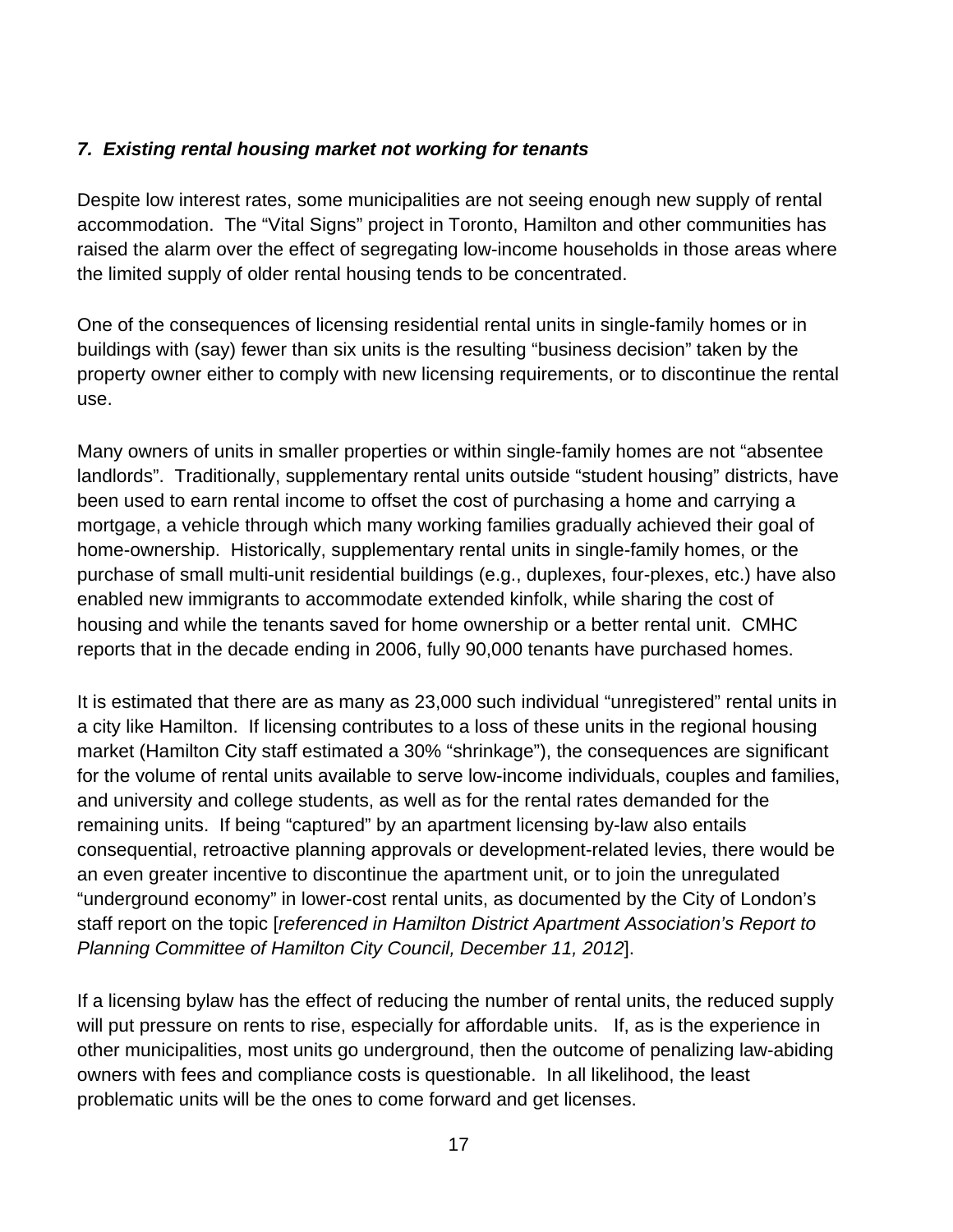### *7. Existing rental housing market not working for tenants*

Despite low interest rates, some municipalities are not seeing enough new supply of rental accommodation. The "Vital Signs" project in Toronto, Hamilton and other communities has raised the alarm over the effect of segregating low-income households in those areas where the limited supply of older rental housing tends to be concentrated.

One of the consequences of licensing residential rental units in single-family homes or in buildings with (say) fewer than six units is the resulting "business decision" taken by the property owner either to comply with new licensing requirements, or to discontinue the rental use.

Many owners of units in smaller properties or within single-family homes are not "absentee landlords". Traditionally, supplementary rental units outside "student housing" districts, have been used to earn rental income to offset the cost of purchasing a home and carrying a mortgage, a vehicle through which many working families gradually achieved their goal of home-ownership. Historically, supplementary rental units in single-family homes, or the purchase of small multi-unit residential buildings (e.g., duplexes, four-plexes, etc.) have also enabled new immigrants to accommodate extended kinfolk, while sharing the cost of housing and while the tenants saved for home ownership or a better rental unit. CMHC reports that in the decade ending in 2006, fully 90,000 tenants have purchased homes.

It is estimated that there are as many as 23,000 such individual "unregistered" rental units in a city like Hamilton. If licensing contributes to a loss of these units in the regional housing market (Hamilton City staff estimated a 30% "shrinkage"), the consequences are significant for the volume of rental units available to serve low-income individuals, couples and families, and university and college students, as well as for the rental rates demanded for the remaining units. If being "captured" by an apartment licensing by-law also entails consequential, retroactive planning approvals or development-related levies, there would be an even greater incentive to discontinue the apartment unit, or to join the unregulated "underground economy" in lower-cost rental units, as documented by the City of London's staff report on the topic [*referenced in Hamilton District Apartment Association's Report to Planning Committee of Hamilton City Council, December 11, 2012*].

If a licensing bylaw has the effect of reducing the number of rental units, the reduced supply will put pressure on rents to rise, especially for affordable units. If, as is the experience in other municipalities, most units go underground, then the outcome of penalizing law-abiding owners with fees and compliance costs is questionable. In all likelihood, the least problematic units will be the ones to come forward and get licenses.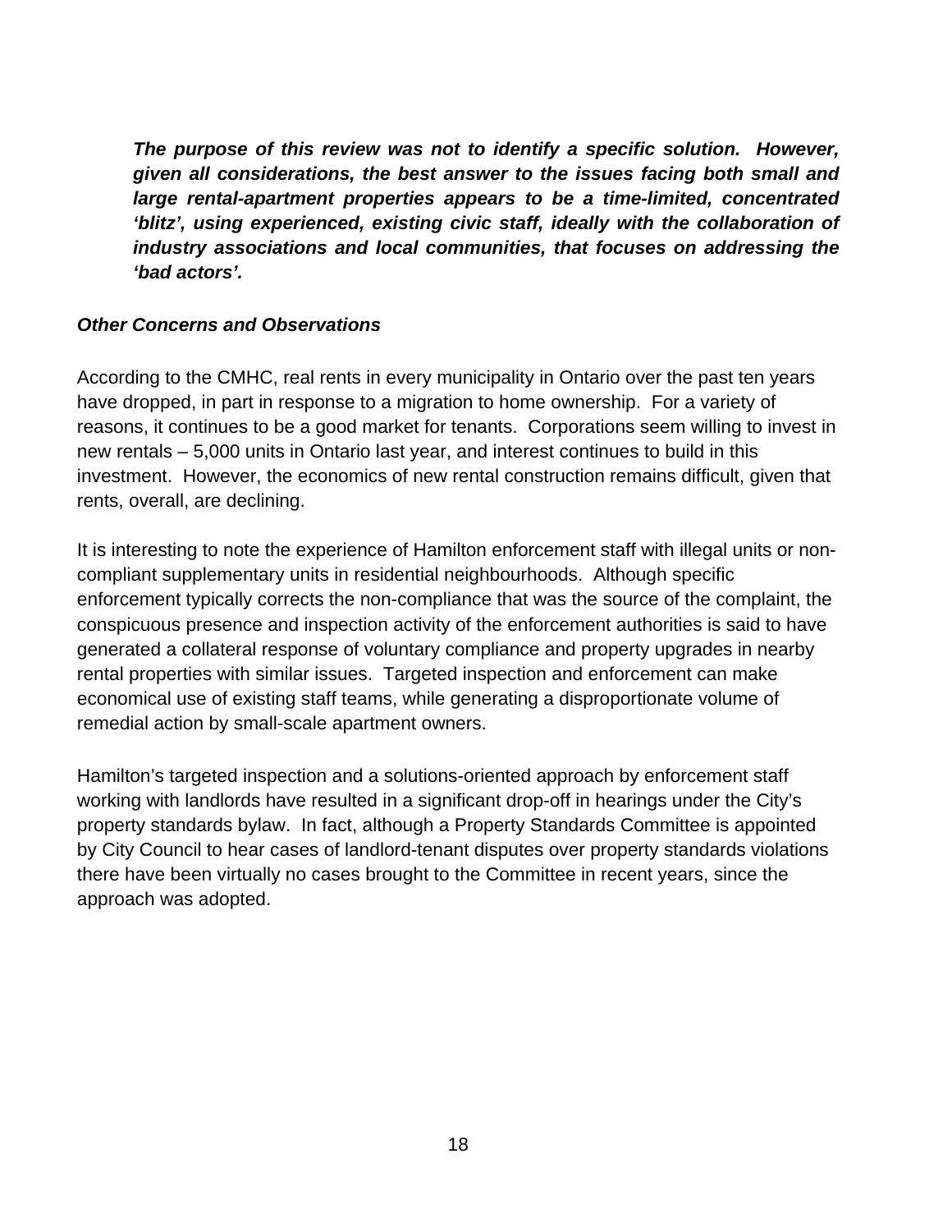***The purpose of this review was not to identify a specific solution. However, given all considerations, the best answer to the issues facing both small and large rental-apartment properties appears to be a time-limited, concentrated 'blitz', using experienced, existing civic staff, ideally with the collaboration of industry associations and local communities, that focuses on addressing the 'bad actors'.***

### *Other Concerns and Observations*

According to the CMHC, real rents in every municipality in Ontario over the past ten years have dropped, in part in response to a migration to home ownership. For a variety of reasons, it continues to be a good market for tenants. Corporations seem willing to invest in new rentals – 5,000 units in Ontario last year, and interest continues to build in this investment. However, the economics of new rental construction remains difficult, given that rents, overall, are declining.

It is interesting to note the experience of Hamilton enforcement staff with illegal units or non-compliant supplementary units in residential neighbourhoods. Although specific enforcement typically corrects the non-compliance that was the source of the complaint, the conspicuous presence and inspection activity of the enforcement authorities is said to have generated a collateral response of voluntary compliance and property upgrades in nearby rental properties with similar issues. Targeted inspection and enforcement can make economical use of existing staff teams, while generating a disproportionate volume of remedial action by small-scale apartment owners.

Hamilton's targeted inspection and a solutions-oriented approach by enforcement staff working with landlords have resulted in a significant drop-off in hearings under the City's property standards bylaw. In fact, although a Property Standards Committee is appointed by City Council to hear cases of landlord-tenant disputes over property standards violations there have been virtually no cases brought to the Committee in recent years, since the approach was adopted.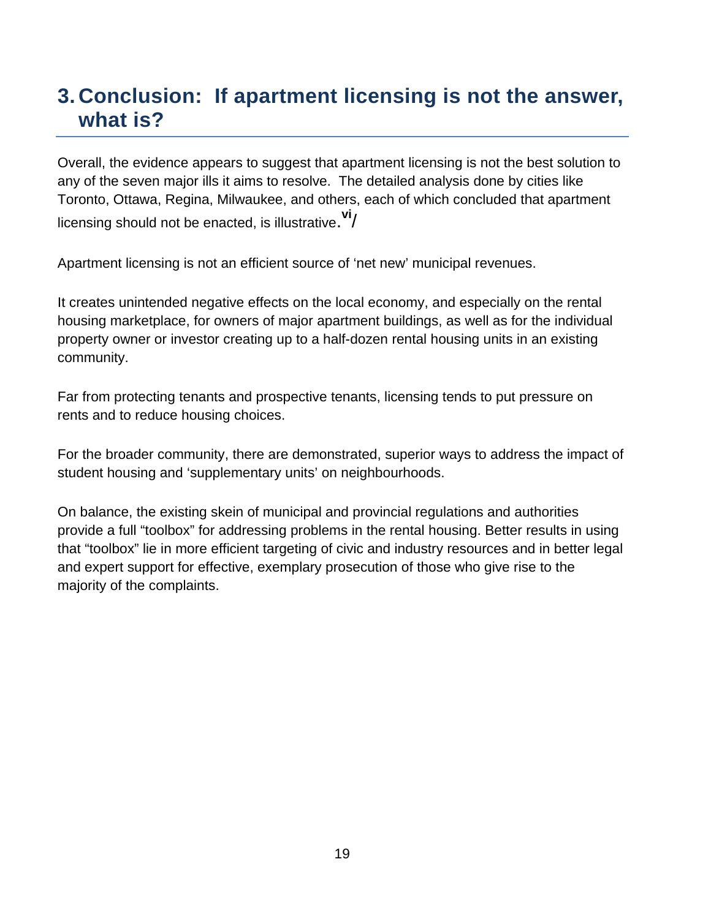# 3. Conclusion: If apartment licensing is not the answer, what is?

Overall, the evidence appears to suggest that apartment licensing is not the best solution to any of the seven major ills it aims to resolve. The detailed analysis done by cities like Toronto, Ottawa, Regina, Milwaukee, and others, each of which concluded that apartment licensing should not be enacted, is illustrative.[vi]/

Apartment licensing is not an efficient source of 'net new' municipal revenues.

It creates unintended negative effects on the local economy, and especially on the rental housing marketplace, for owners of major apartment buildings, as well as for the individual property owner or investor creating up to a half-dozen rental housing units in an existing community.

Far from protecting tenants and prospective tenants, licensing tends to put pressure on rents and to reduce housing choices.

For the broader community, there are demonstrated, superior ways to address the impact of student housing and 'supplementary units' on neighbourhoods.

On balance, the existing skein of municipal and provincial regulations and authorities provide a full "toolbox" for addressing problems in the rental housing. Better results in using that "toolbox" lie in more efficient targeting of civic and industry resources and in better legal and expert support for effective, exemplary prosecution of those who give rise to the majority of the complaints.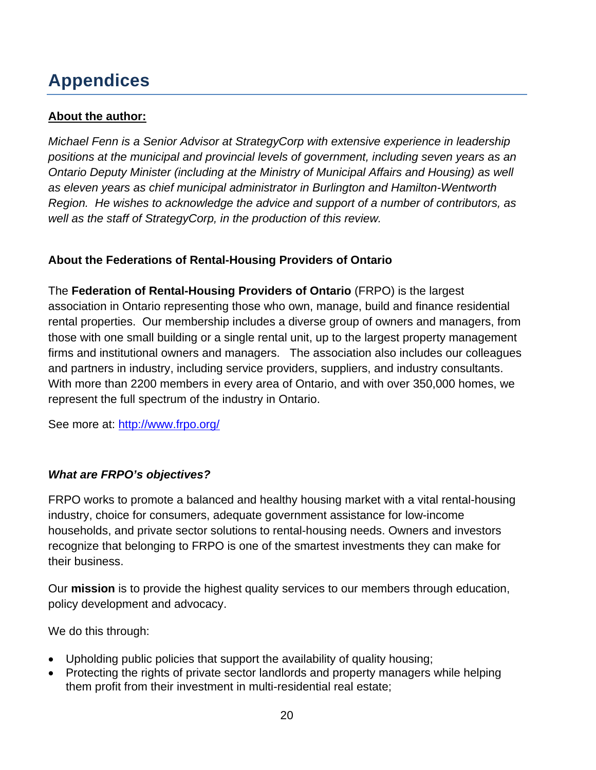# Appendices

**About the author:**

*Michael Fenn is a Senior Advisor at StrategyCorp with extensive experience in leadership positions at the municipal and provincial levels of government, including seven years as an Ontario Deputy Minister (including at the Ministry of Municipal Affairs and Housing) as well as eleven years as chief municipal administrator in Burlington and Hamilton-Wentworth Region. He wishes to acknowledge the advice and support of a number of contributors, as well as the staff of StrategyCorp, in the production of this review.*

**About the Federations of Rental-Housing Providers of Ontario**

The **Federation of Rental-Housing Providers of Ontario** (FRPO) is the largest association in Ontario representing those who own, manage, build and finance residential rental properties. Our membership includes a diverse group of owners and managers, from those with one small building or a single rental unit, up to the largest property management firms and institutional owners and managers. The association also includes our colleagues and partners in industry, including service providers, suppliers, and industry consultants. With more than 2200 members in every area of Ontario, and with over 350,000 homes, we represent the full spectrum of the industry in Ontario.

See more at: [http://www.frpo.org/](http://www.frpo.org/)

***What are FRPO's objectives?***

FRPO works to promote a balanced and healthy housing market with a vital rental-housing industry, choice for consumers, adequate government assistance for low-income households, and private sector solutions to rental-housing needs. Owners and investors recognize that belonging to FRPO is one of the smartest investments they can make for their business.

Our **mission** is to provide the highest quality services to our members through education, policy development and advocacy.

We do this through:

- Upholding public policies that support the availability of quality housing;
- Protecting the rights of private sector landlords and property managers while helping them profit from their investment in multi-residential real estate;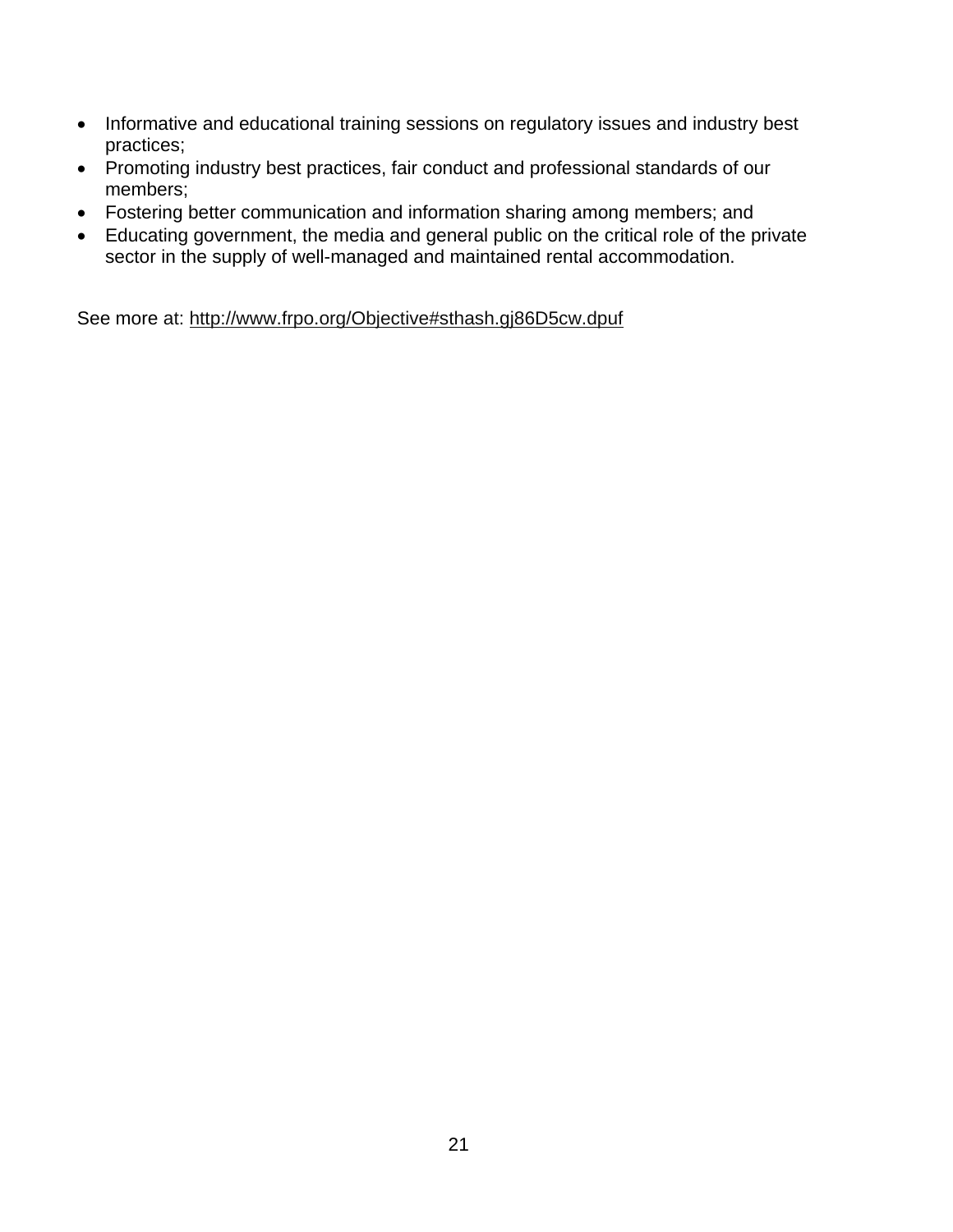- Informative and educational training sessions on regulatory issues and industry best practices;
- Promoting industry best practices, fair conduct and professional standards of our members;
- Fostering better communication and information sharing among members; and
- Educating government, the media and general public on the critical role of the private sector in the supply of well-managed and maintained rental accommodation.

See more at: http://www.frpo.org/Objective#sthash.gj86D5cw.dpuf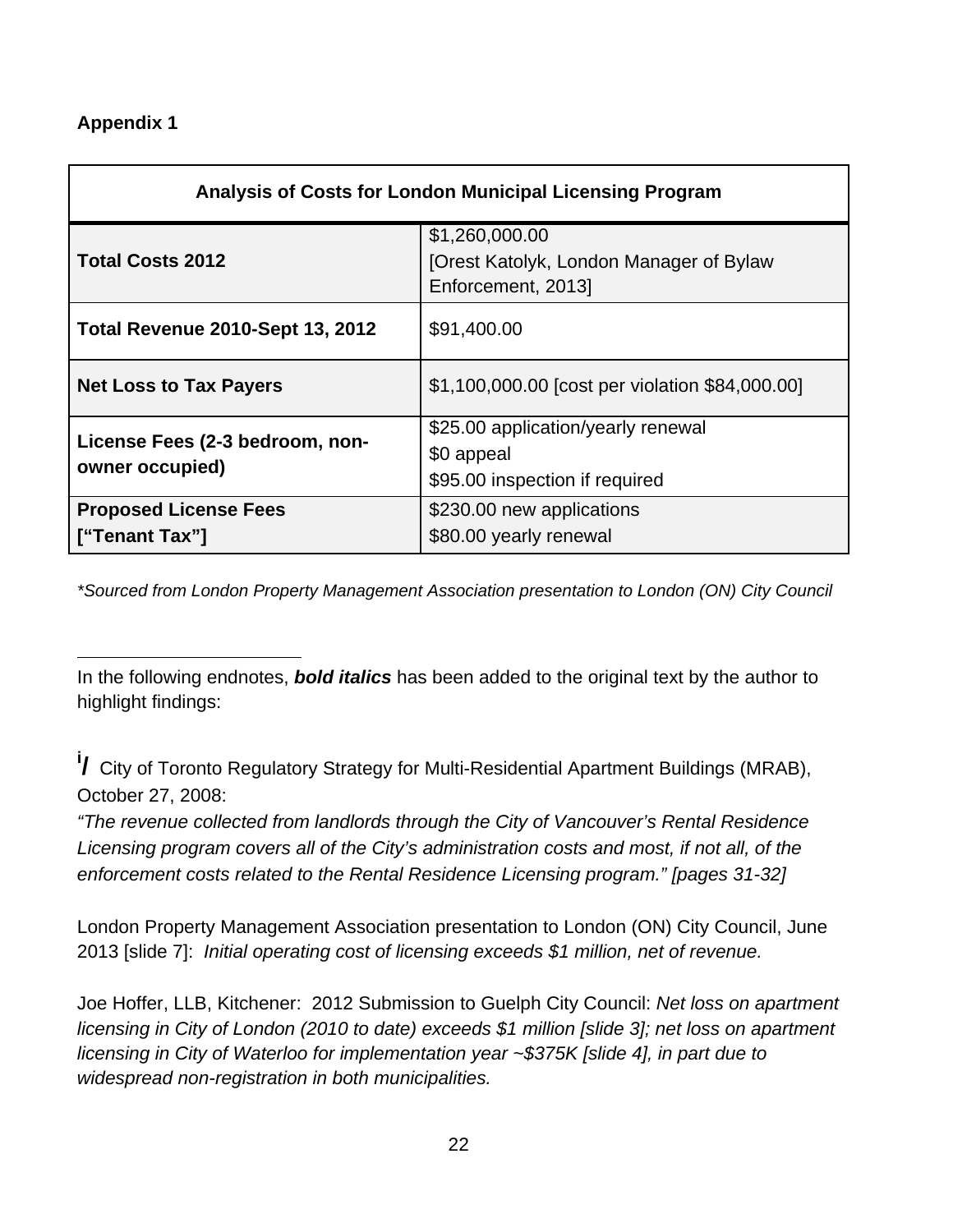**Appendix 1**

| Analysis of Costs for London Municipal Licensing Program | |
|---|---|
| **Total Costs 2012** | $1,260,000.00 [Orest Katolyk, London Manager of Bylaw Enforcement, 2013] |
| **Total Revenue 2010-Sept 13, 2012** | $91,400.00 |
| **Net Loss to Tax Payers** | $1,100,000.00 [cost per violation $84,000.00] |
| **License Fees (2-3 bedroom, non-owner occupied)** | $25.00 application/yearly renewal<br>$0 appeal<br>$95.00 inspection if required |
| **Proposed License Fees ["Tenant Tax"]** | $230.00 new applications<br>$80.00 yearly renewal |

*\*Sourced from London Property Management Association presentation to London (ON) City Council*

---

In the following endnotes, ***bold italics*** has been added to the original text by the author to highlight findings:

[i] City of Toronto Regulatory Strategy for Multi-Residential Apartment Buildings (MRAB), October 27, 2008:
*"The revenue collected from landlords through the City of Vancouver's Rental Residence Licensing program covers all of the City's administration costs and most, if not all, of the enforcement costs related to the Rental Residence Licensing program." [pages 31-32]*

London Property Management Association presentation to London (ON) City Council, June 2013 [slide 7]: *Initial operating cost of licensing exceeds $1 million, net of revenue.*

Joe Hoffer, LLB, Kitchener: 2012 Submission to Guelph City Council: *Net loss on apartment licensing in City of London (2010 to date) exceeds $1 million [slide 3]; net loss on apartment licensing in City of Waterloo for implementation year ~$375K [slide 4], in part due to widespread non-registration in both municipalities.*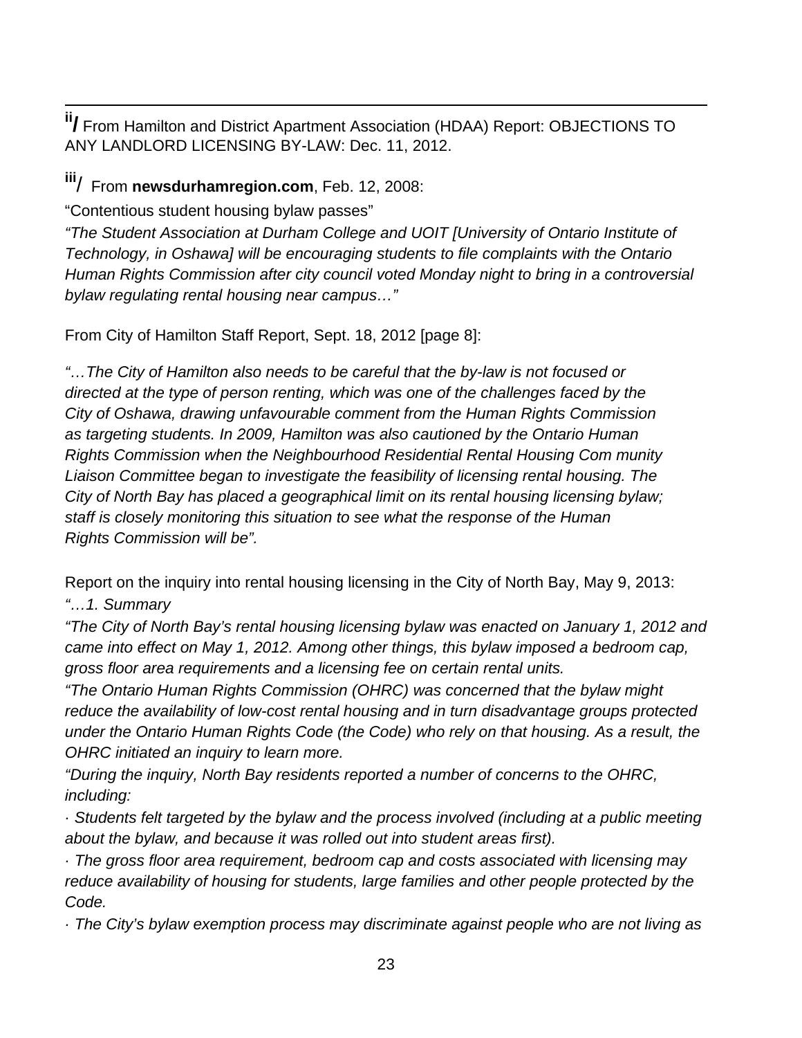---

[ii]/ From Hamilton and District Apartment Association (HDAA) Report: OBJECTIONS TO ANY LANDLORD LICENSING BY-LAW: Dec. 11, 2012.

[iii]/ From **newsdurhamregion.com**, Feb. 12, 2008:

"Contentious student housing bylaw passes"

*"The Student Association at Durham College and UOIT [University of Ontario Institute of Technology, in Oshawa] will be encouraging students to file complaints with the Ontario Human Rights Commission after city council voted Monday night to bring in a controversial bylaw regulating rental housing near campus…"*

From City of Hamilton Staff Report, Sept. 18, 2012 [page 8]:

*"…The City of Hamilton also needs to be careful that the by-law is not focused or directed at the type of person renting, which was one of the challenges faced by the City of Oshawa, drawing unfavourable comment from the Human Rights Commission as targeting students. In 2009, Hamilton was also cautioned by the Ontario Human Rights Commission when the Neighbourhood Residential Rental Housing Com munity Liaison Committee began to investigate the feasibility of licensing rental housing. The City of North Bay has placed a geographical limit on its rental housing licensing bylaw; staff is closely monitoring this situation to see what the response of the Human Rights Commission will be".*

Report on the inquiry into rental housing licensing in the City of North Bay, May 9, 2013:

*"…1. Summary*

*"The City of North Bay's rental housing licensing bylaw was enacted on January 1, 2012 and came into effect on May 1, 2012. Among other things, this bylaw imposed a bedroom cap, gross floor area requirements and a licensing fee on certain rental units.*

*"The Ontario Human Rights Commission (OHRC) was concerned that the bylaw might reduce the availability of low-cost rental housing and in turn disadvantage groups protected under the Ontario Human Rights Code (the Code) who rely on that housing. As a result, the OHRC initiated an inquiry to learn more.*

*"During the inquiry, North Bay residents reported a number of concerns to the OHRC, including:*

*· Students felt targeted by the bylaw and the process involved (including at a public meeting about the bylaw, and because it was rolled out into student areas first).*

*· The gross floor area requirement, bedroom cap and costs associated with licensing may reduce availability of housing for students, large families and other people protected by the Code.*

*· The City's bylaw exemption process may discriminate against people who are not living as*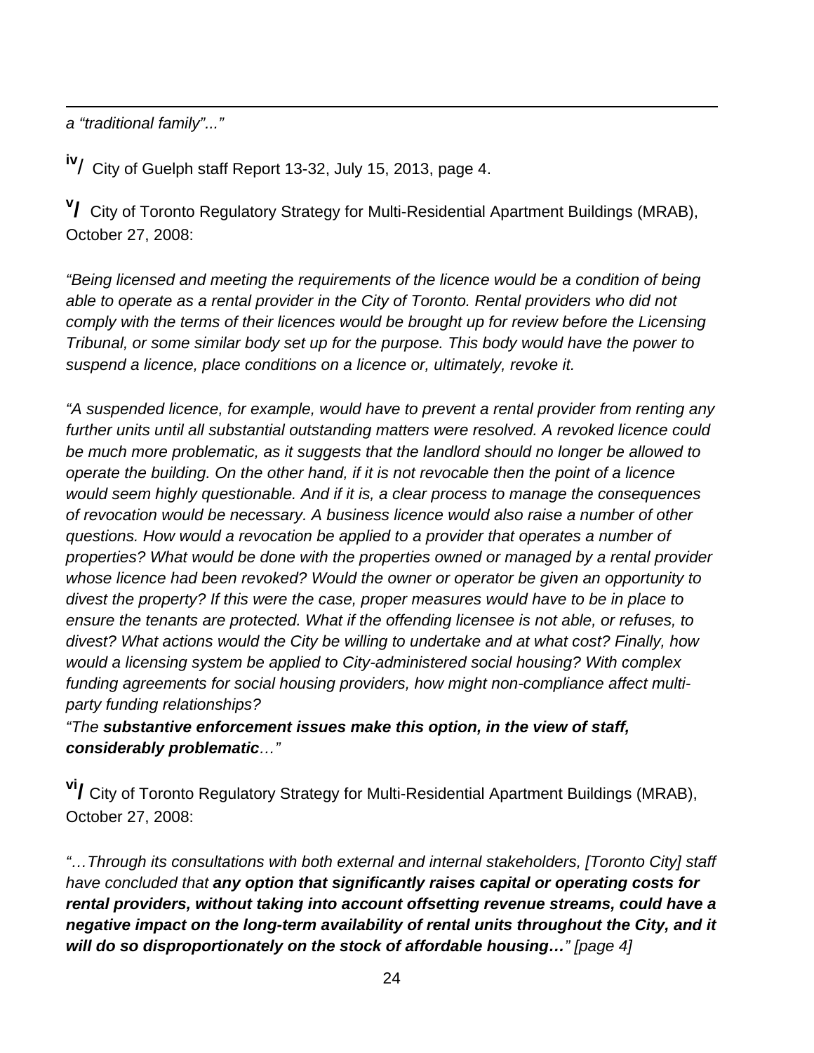*a "traditional family"..."*

[iv]/ City of Guelph staff Report 13-32, July 15, 2013, page 4.

[v]/ City of Toronto Regulatory Strategy for Multi-Residential Apartment Buildings (MRAB), October 27, 2008:

*"Being licensed and meeting the requirements of the licence would be a condition of being able to operate as a rental provider in the City of Toronto. Rental providers who did not comply with the terms of their licences would be brought up for review before the Licensing Tribunal, or some similar body set up for the purpose. This body would have the power to suspend a licence, place conditions on a licence or, ultimately, revoke it.*

*"A suspended licence, for example, would have to prevent a rental provider from renting any further units until all substantial outstanding matters were resolved. A revoked licence could be much more problematic, as it suggests that the landlord should no longer be allowed to operate the building. On the other hand, if it is not revocable then the point of a licence would seem highly questionable. And if it is, a clear process to manage the consequences of revocation would be necessary. A business licence would also raise a number of other questions. How would a revocation be applied to a provider that operates a number of properties? What would be done with the properties owned or managed by a rental provider whose licence had been revoked? Would the owner or operator be given an opportunity to divest the property? If this were the case, proper measures would have to be in place to ensure the tenants are protected. What if the offending licensee is not able, or refuses, to divest? What actions would the City be willing to undertake and at what cost? Finally, how would a licensing system be applied to City-administered social housing? With complex funding agreements for social housing providers, how might non-compliance affect multi-party funding relationships?*

*"The **substantive enforcement issues make this option, in the view of staff, considerably problematic**…"*

[vi]/ City of Toronto Regulatory Strategy for Multi-Residential Apartment Buildings (MRAB), October 27, 2008:

*"…Through its consultations with both external and internal stakeholders, [Toronto City] staff have concluded that **any option that significantly raises capital or operating costs for rental providers, without taking into account offsetting revenue streams, could have a negative impact on the long-term availability of rental units throughout the City, and it will do so disproportionately on the stock of affordable housing…**" [page 4]*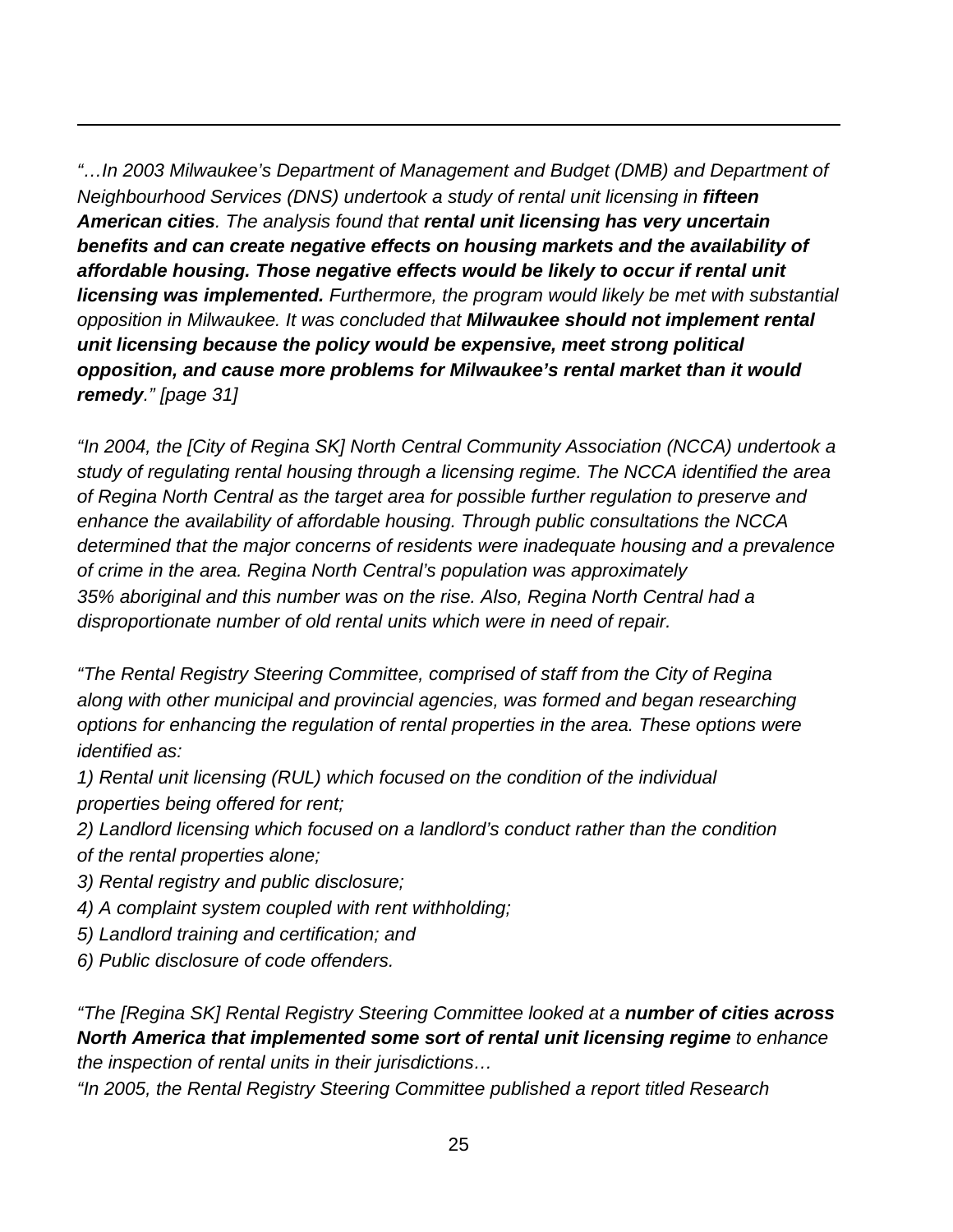*"…In 2003 Milwaukee's Department of Management and Budget (DMB) and Department of Neighbourhood Services (DNS) undertook a study of rental unit licensing in* ***fifteen American cities****. The analysis found that* ***rental unit licensing has very uncertain benefits and can create negative effects on housing markets and the availability of affordable housing. Those negative effects would be likely to occur if rental unit licensing was implemented.*** *Furthermore, the program would likely be met with substantial opposition in Milwaukee. It was concluded that* ***Milwaukee should not implement rental unit licensing because the policy would be expensive, meet strong political opposition, and cause more problems for Milwaukee's rental market than it would remedy****." [page 31]*

*"In 2004, the [City of Regina SK] North Central Community Association (NCCA) undertook a study of regulating rental housing through a licensing regime. The NCCA identified the area of Regina North Central as the target area for possible further regulation to preserve and enhance the availability of affordable housing. Through public consultations the NCCA determined that the major concerns of residents were inadequate housing and a prevalence of crime in the area. Regina North Central's population was approximately 35% aboriginal and this number was on the rise. Also, Regina North Central had a disproportionate number of old rental units which were in need of repair.*

*"The Rental Registry Steering Committee, comprised of staff from the City of Regina along with other municipal and provincial agencies, was formed and began researching options for enhancing the regulation of rental properties in the area. These options were identified as:*

*1) Rental unit licensing (RUL) which focused on the condition of the individual properties being offered for rent;*
*2) Landlord licensing which focused on a landlord's conduct rather than the condition of the rental properties alone;*
*3) Rental registry and public disclosure;*
*4) A complaint system coupled with rent withholding;*
*5) Landlord training and certification; and*
*6) Public disclosure of code offenders.*

*"The [Regina SK] Rental Registry Steering Committee looked at a* ***number of cities across North America that implemented some sort of rental unit licensing regime*** *to enhance the inspection of rental units in their jurisdictions…*
*"In 2005, the Rental Registry Steering Committee published a report titled Research*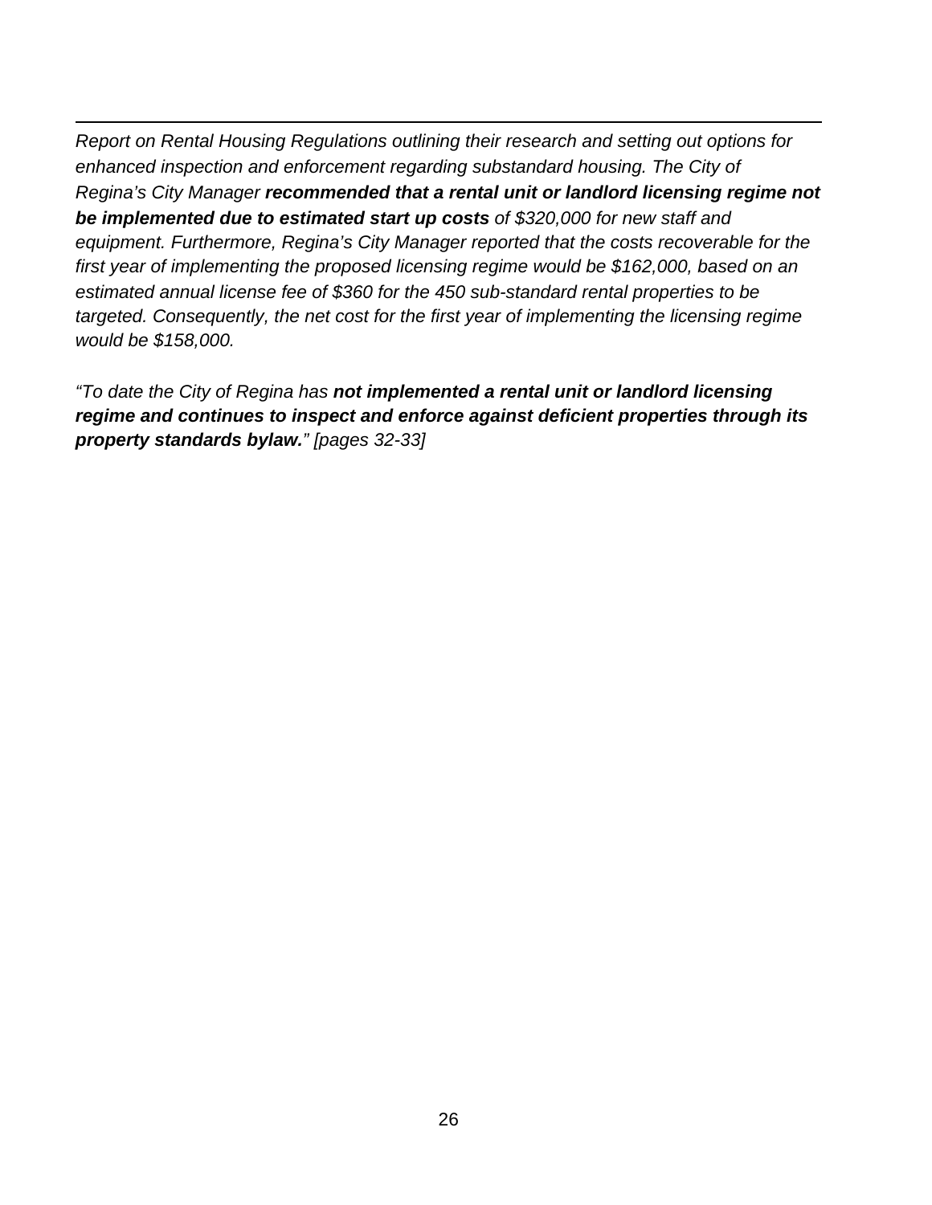*Report on Rental Housing Regulations outlining their research and setting out options for enhanced inspection and enforcement regarding substandard housing. The City of Regina's City Manager* ***recommended that a rental unit or landlord licensing regime not be implemented due to estimated start up costs*** *of $320,000 for new staff and equipment. Furthermore, Regina's City Manager reported that the costs recoverable for the first year of implementing the proposed licensing regime would be $162,000, based on an estimated annual license fee of $360 for the 450 sub-standard rental properties to be targeted. Consequently, the net cost for the first year of implementing the licensing regime would be $158,000.*

*"To date the City of Regina has* ***not implemented a rental unit or landlord licensing regime and continues to inspect and enforce against deficient properties through its property standards bylaw.****" [pages 32-33]*